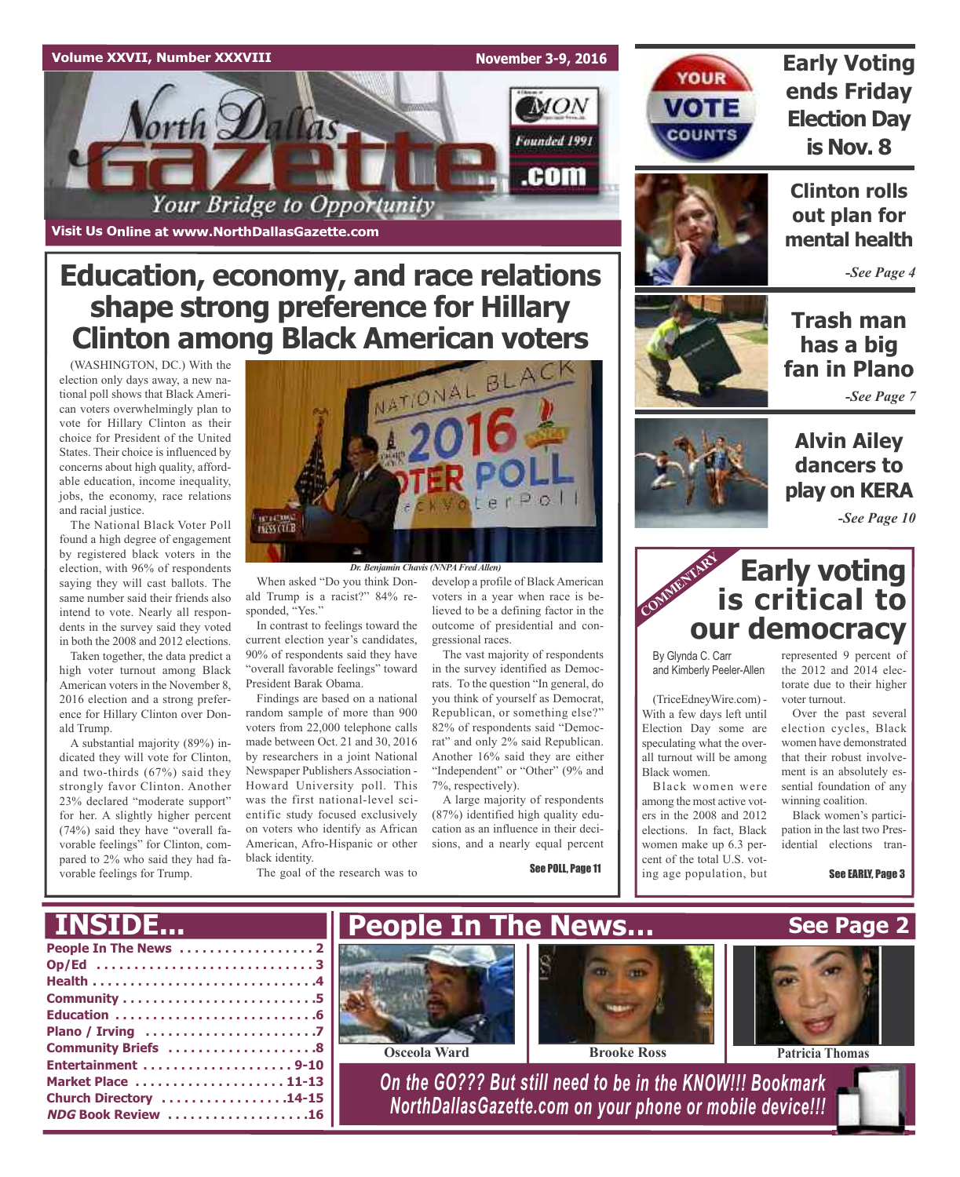# North Dallas Gazette

Your Bridge to Opportunity

Founded 1991

Visit Us Online at www.NorthDallasGazette.com

Volume XXVII, Number XXXVIII — November 3-9, 2016

## Early Voting ends Friday Election Day is Nov. 8

## Clinton rolls out plan for mental health

*-See Page 4*

## Trash man has a big fan in Plano

*-See Page 7*

## Alvin Ailey dancers to play on KERA

*-See Page 10*

# Education, economy, and race relations shape strong preference for Hillary Clinton among Black American voters

(WASHINGTON, DC.) With the election only days away, a new national poll shows that Black American voters overwhelmingly plan to vote for Hillary Clinton as their choice for President of the United States. Their choice is influenced by concerns about high quality, affordable education, income inequality, jobs, the economy, race relations and racial justice.

The National Black Voter Poll found a high degree of engagement by registered black voters in the election, with 96% of respondents saying they will cast ballots. The same number said their friends also intend to vote. Nearly all respondents in the survey said they voted in both the 2008 and 2012 elections.

Taken together, the data predict a high voter turnout among Black American voters in the November 8, 2016 election and a strong preference for Hillary Clinton over Donald Trump.

A substantial majority (89%) indicated they will vote for Clinton, and two-thirds (67%) said they strongly favor Clinton. Another 23% declared "moderate support" for her. A slightly higher percent (74%) said they have "overall favorable feelings" for Clinton, compared to 2% who said they had favorable feelings for Trump.

*Dr. Benjamin Chavis (NNPA Fred Allen)*

When asked "Do you think Donald Trump is a racist?" 84% responded, "Yes."

In contrast to feelings toward the current election year's candidates, 90% of respondents said they have "overall favorable feelings" toward President Barak Obama.

Findings are based on a national random sample of more than 900 voters from 22,000 telephone calls made between Oct. 21 and 30, 2016 by researchers in a joint National Newspaper Publishers Association - Howard University poll. This was the first national-level scientific study focused exclusively on voters who identify as African American, Afro-Hispanic or other black identity.

The goal of the research was to develop a profile of Black American voters in a year when race is believed to be a defining factor in the outcome of presidential and congressional races.

The vast majority of respondents in the survey identified as Democrats. To the question "In general, do you think of yourself as Democrat, Republican, or something else?" 82% of respondents said "Democrat" and only 2% said Republican. Another 16% said they are either "Independent" or "Other" (9% and 7%, respectively).

A large majority of respondents (87%) identified high quality education as an influence in their decisions, and a nearly equal percent

**See POLL, Page 11**

## COMMENTARY: Early voting is critical to our democracy

By Glynda C. Carr and Kimberly Peeler-Allen

(TriceEdneyWire.com) - With a few days left until Election Day some are speculating what the overall turnout will be among Black women.

Black women were among the most active voters in the 2008 and 2012 elections. In fact, Black women make up 6.3 percent of the total U.S. voting age population, but represented 9 percent of the 2012 and 2014 electorate due to their higher voter turnout.

Over the past several election cycles, Black women have demonstrated that their robust involvement is an absolutely essential foundation of any winning coalition.

Black women's participation in the last two Presidential elections tran-

**See EARLY, Page 3**

## INSIDE...

- People In The News .................. 2
- Op/Ed .................. 3
- Health .................. 4
- Community .................. 5
- Education .................. 6
- Plano / Irving .................. 7
- Community Briefs .................. 8
- Entertainment .................. 9-10
- Market Place .................. 11-13
- Church Directory .................. 14-15
- *NDG* Book Review .................. 16

## People In The News... See Page 2

Osceola Ward | Brooke Ross | Patricia Thomas

*On the GO??? But still need to be in the KNOW!!! Bookmark NorthDallasGazette.com on your phone or mobile device!!!*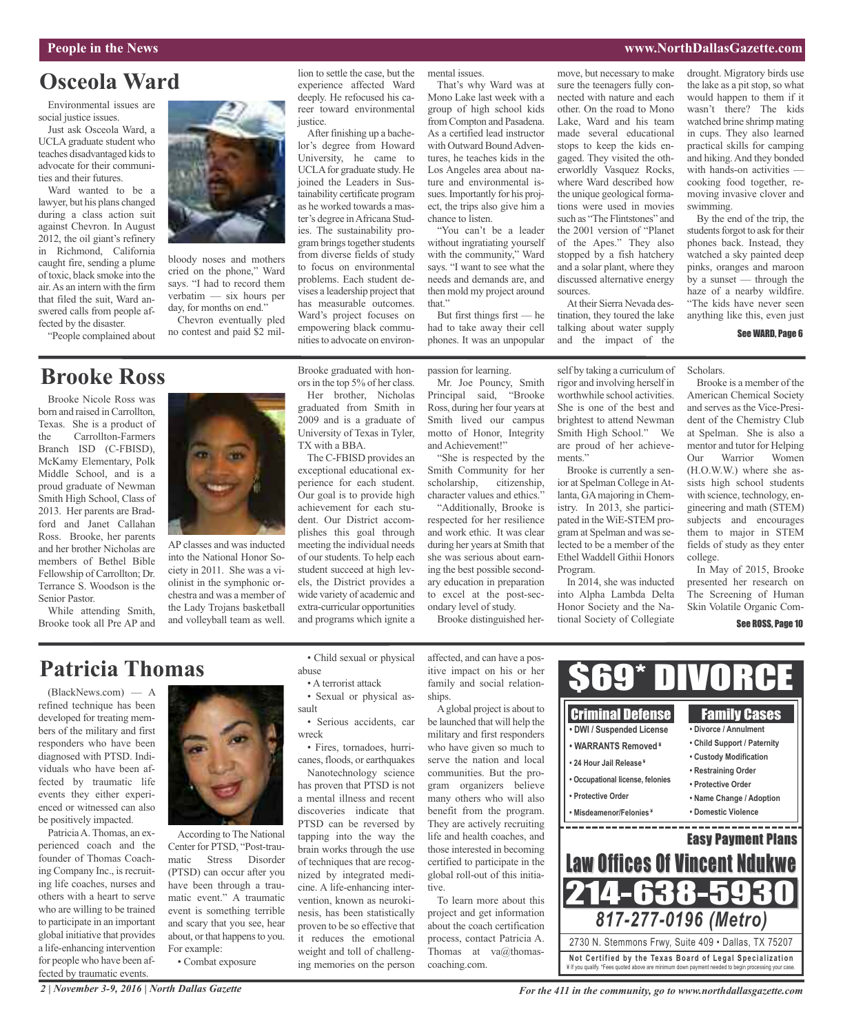# Osceola Ward

Environmental issues are social justice issues.

Just ask Osceola Ward, a UCLA graduate student who teaches disadvantaged kids to advocate for their communities and their futures.

Ward wanted to be a lawyer, but his plans changed during a class action suit against Chevron. In August 2012, the oil giant's refinery in Richmond, California caught fire, sending a plume of toxic, black smoke into the air. As an intern with the firm that filed the suit, Ward answered calls from people affected by the disaster.

"People complained about bloody noses and mothers cried on the phone," Ward says. "I had to record them verbatim — six hours per day, for months on end."

Chevron eventually pled no contest and paid $2 million to settle the case, but the experience affected Ward deeply. He refocused his career toward environmental justice.

After finishing up a bachelor's degree from Howard University, he came to UCLA for graduate study. He joined the Leaders in Sustainability certificate program as he worked towards a master's degree in Africana Studies. The sustainability program brings together students from diverse fields of study to focus on environmental problems. Each student devises a leadership project that has measurable outcomes. Ward's project focuses on empowering black communities to advocate on environmental issues.

That's why Ward was at Mono Lake last week with a group of high school kids from Compton and Pasadena. As a certified lead instructor with Outward Bound Adventures, he teaches kids in the Los Angeles area about nature and environmental issues. Importantly for his project, the trips also give him a chance to listen.

"You can't be a leader without ingratiating yourself with the community," Ward says. "I want to see what the needs and demands are, and then mold my project around that."

But first things first — he had to take away their cell phones. It was an unpopular move, but necessary to make sure the teenagers fully connected with nature and each other. On the road to Mono Lake, Ward and his team made several educational stops to keep the kids engaged. They visited the otherworldly Vasquez Rocks, where Ward described how the unique geological formations were used in movies such as "The Flintstones" and the 2001 version of "Planet of the Apes." They also stopped by a fish hatchery and a solar plant, where they discussed alternative energy sources.

At their Sierra Nevada destination, they toured the lake talking about water supply and the impact of the drought. Migratory birds use the lake as a pit stop, so what would happen to them if it wasn't there? The kids watched brine shrimp mating in cups. They also learned practical skills for camping and hiking. And they bonded with hands-on activities — cooking food together, removing invasive clover and swimming.

By the end of the trip, the students forgot to ask for their phones back. Instead, they watched a sky painted deep pinks, oranges and maroon by a sunset — through the haze of a nearby wildfire. "The kids have never seen anything like this, even just

**See WARD, Page 6**

# Brooke Ross

Brooke Nicole Ross was born and raised in Carrollton, Texas. She is a product of the Carrollton-Farmers Branch ISD (C-FBISD), McKamy Elementary, Polk Middle School, and is a proud graduate of Newman Smith High School, Class of 2013. Her parents are Bradford and Janet Callahan Ross. Brooke, her parents and her brother Nicholas are members of Bethel Bible Fellowship of Carrollton; Dr. Terrance S. Woodson is the Senior Pastor.

While attending Smith, Brooke took all Pre AP and AP classes and was inducted into the National Honor Society in 2011. She was a violinist in the symphonic orchestra and was a member of the Lady Trojans basketball and volleyball team as well. Brooke graduated with honors in the top 5% of her class.

Her brother, Nicholas graduated from Smith in 2009 and is a graduate of University of Texas in Tyler, TX with a BBA.

The C-FBISD provides an exceptional educational experience for each student. Our goal is to provide high achievement for each student. Our District accomplishes this goal through meeting the individual needs of our students. To help each student succeed at high levels, the District provides a wide variety of academic and extra-curricular opportunities and programs which ignite a passion for learning.

Mr. Joe Pouncy, Smith Principal said, "Brooke Ross, during her four years at Smith lived our campus motto of Honor, Integrity and Achievement!"

"She is respected by the Smith Community for her scholarship, citizenship, character values and ethics."

"Additionally, Brooke is respected for her resilience and work ethic. It was clear during her years at Smith that she was serious about earning the best possible secondary education in preparation to excel at the post-secondary level of study.

Brooke distinguished herself by taking a curriculum of rigor and involving herself in worthwhile school activities. She is one of the best and brightest to attend Newman Smith High School." We are proud of her achievements."

Brooke is currently a senior at Spelman College in Atlanta, GA majoring in Chemistry. In 2013, she participated in the WiE-STEM program at Spelman and was selected to be a member of the Ethel Waddell Githii Honors Program.

In 2014, she was inducted into Alpha Lambda Delta Honor Society and the National Society of Collegiate Scholars.

Brooke is a member of the American Chemical Society and serves as the Vice-President of the Chemistry Club at Spelman. She is also a mentor and tutor for Helping Our Warrior Women (H.O.W.W.) where she assists high school students with science, technology, engineering and math (STEM) subjects and encourages them to major in STEM fields of study as they enter college.

In May of 2015, Brooke presented her research on The Screening of Human Skin Volatile Organic Com-

**See ROSS, Page 10**

# Patricia Thomas

(BlackNews.com) — A refined technique has been developed for treating members of the military and first responders who have been diagnosed with PTSD. Individuals who have been affected by traumatic life events they either experienced or witnessed can also be positively impacted.

Patricia A. Thomas, an experienced coach and the founder of Thomas Coaching Company Inc., is recruiting life coaches, nurses and others with a heart to serve who are willing to be trained to participate in an important global initiative that provides a life-enhancing intervention for people who have been affected by traumatic events.

According to The National Center for PTSD, "Post-traumatic Stress Disorder (PTSD) can occur after you have been through a traumatic event." A traumatic event is something terrible and scary that you see, hear about, or that happens to you. For example:

- Combat exposure
- Child sexual or physical abuse
- A terrorist attack
- Sexual or physical assault
- Serious accidents, car wreck
- Fires, tornadoes, hurricanes, floods, or earthquakes

Nanotechnology science has proven that PTSD is not a mental illness and recent discoveries indicate that PTSD can be reversed by tapping into the way the brain works through the use of techniques that are recognized by integrated medicine. A life-enhancing intervention, known as neurokinesis, has been statistically proven to be so effective that it reduces the emotional weight and toll of challenging memories on the person affected, and can have a positive impact on his or her family and social relationships.

A global project is about to be launched that will help the military and first responders who have given so much to serve the nation and local communities. But the program organizers believe many others who will also benefit from the program. They are actively recruiting life and health coaches, and those interested in becoming certified to participate in the global roll-out of this initiative.

To learn more about this project and get information about the coach certification process, contact Patricia A. Thomas at va@thomascoaching.com.

---

**$69* DIVORCE**

**Criminal Defense**
- DWI / Suspended License
- WARRANTS Removed ¥
- 24 Hour Jail Release ¥
- Occupational license, felonies
- Protective Order
- Misdeamenor/Felonies ¥

**Family Cases**
- Divorce / Annulment
- Child Support / Paternity
- Custody Modification
- Restraining Order
- Protective Order
- Name Change / Adoption
- Domestic Violence

**Easy Payment Plans**

**Law Offices Of Vincent Ndukwe**

**214-638-5930**

*817-277-0196 (Metro)*

2730 N. Stemmons Frwy, Suite 409 • Dallas, TX 75207

Not Certified by the Texas Board of Legal Specialization

¥ If you qualify. *Fees quoted above are minimum down payment needed to begin processing your case.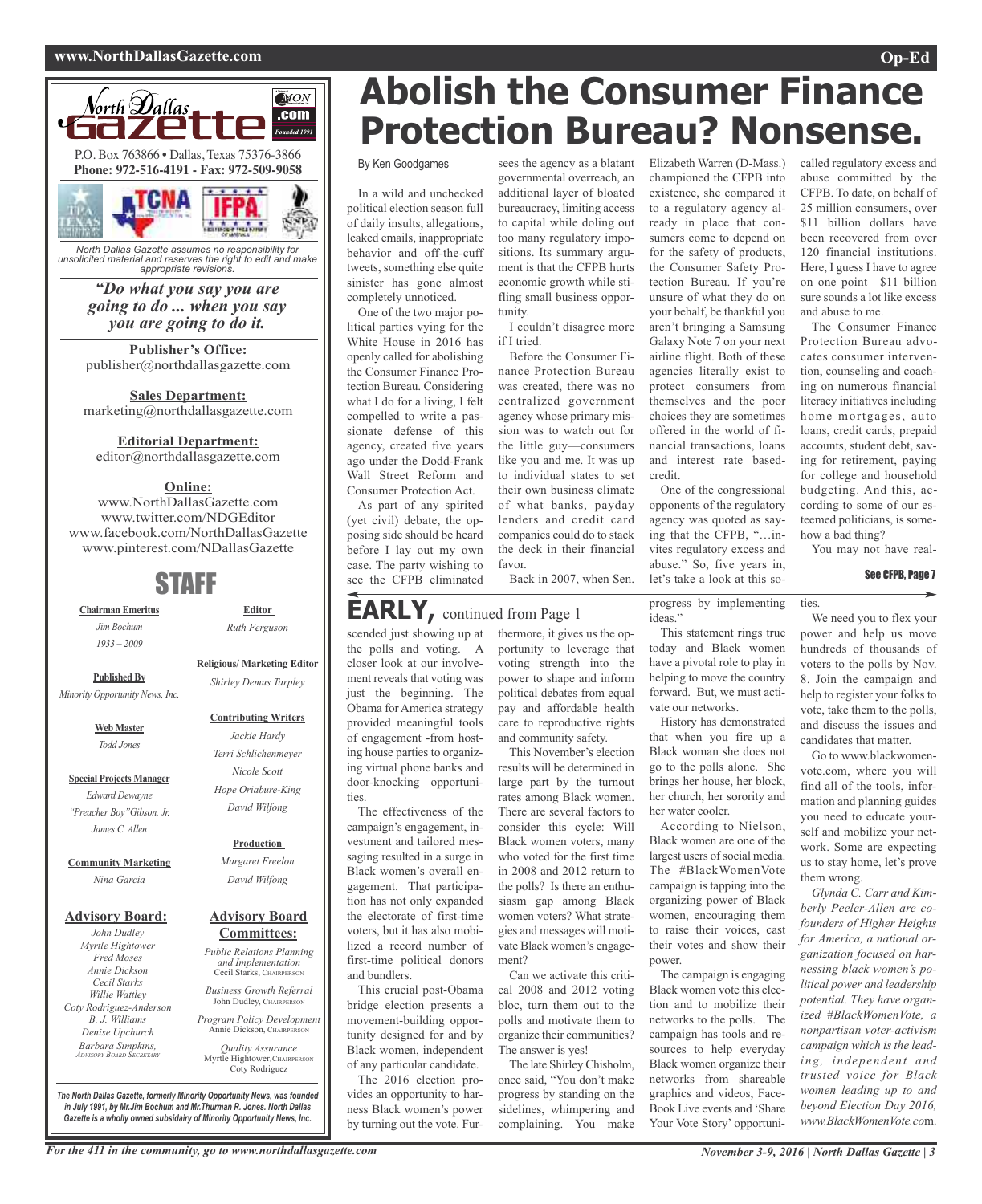North Dallas Gazette

P.O. Box 763866 • Dallas, Texas 75376-3866
**Phone: 972-516-4191 - Fax: 972-509-9058**

*North Dallas Gazette assumes no responsibility for unsolicited material and reserves the right to edit and make appropriate revisions.*

***"Do what you say you are going to do ... when you say you are going to do it.***

**Publisher's Office:**
publisher@northdallasgazette.com

**Sales Department:**
marketing@northdallasgazette.com

**Editorial Department:**
editor@northdallasgazette.com

**Online:**
www.NorthDallasGazette.com
www.twitter.com/NDGEditor
www.facebook.com/NorthDallasGazette
www.pinterest.com/NDallasGazette

## STAFF

**Chairman Emeritus**
*Jim Bochum*
*1933 – 2009*

**Published By**
*Minority Opportunity News, Inc.*

**Web Master**
*Todd Jones*

**Special Projects Manager**
*Edward Dewayne "Preacher Boy" Gibson, Jr.*
*James C. Allen*

**Community Marketing**
*Nina Garcia*

**Advisory Board:**
*John Dudley*
*Myrtle Hightower*
*Fred Moses*
*Annie Dickson*
*Cecil Starks*
*Willie Wattley*
*Coty Rodriguez-Anderson*
*B. J. Williams*
*Denise Upchurch*
*Barbara Simpkins,* ADVISORY BOARD SECRETARY

**Editor**
*Ruth Ferguson*

**Religious/ Marketing Editor**
*Shirley Demus Tarpley*

**Contributing Writers**
*Jackie Hardy*
*Terri Schlichenmeyer*
*Nicole Scott*
*Hope Oriabure-King*
*David Wilfong*

**Production**
*Margaret Freelon*
*David Wilfong*

**Advisory Board Committees:**

*Public Relations Planning and Implementation*
Cecil Starks, CHAIRPERSON

*Business Growth Referral*
John Dudley, CHAIRPERSON

*Program Policy Development*
Annie Dickson, CHAIRPERSON

*Quality Assurance*
Myrtle Hightower, CHAIRPERSON
Coty Rodriguez

***The North Dallas Gazette, formerly Minority Opportunity News, was founded in July 1991, by Mr.Jim Bochum and Mr.Thurman R. Jones. North Dallas Gazette is a wholly owned subsidairy of Minority Opportunity News, Inc.***

# Abolish the Consumer Finance Protection Bureau? Nonsense.

By Ken Goodgames

In a wild and unchecked political election season full of daily insults, allegations, leaked emails, inappropriate behavior and off-the-cuff tweets, something else quite sinister has gone almost completely unnoticed.

One of the two major political parties vying for the White House in 2016 has openly called for abolishing the Consumer Finance Protection Bureau. Considering what I do for a living, I felt compelled to write a passionate defense of this agency, created five years ago under the Dodd-Frank Wall Street Reform and Consumer Protection Act.

As part of any spirited (yet civil) debate, the opposing side should be heard before I lay out my own case. The party wishing to see the CFPB eliminated sees the agency as a blatant governmental overreach, an additional layer of bloated bureaucracy, limiting access to capital while doling out too many regulatory impositions. Its summary argument is that the CFPB hurts economic growth while stifling small business opportunity.

I couldn't disagree more if I tried.

Before the Consumer Finance Protection Bureau was created, there was no centralized government agency whose primary mission was to watch out for the little guy—consumers like you and me. It was up to individual states to set their own business climate of what banks, payday lenders and credit card companies could do to stack the deck in their financial favor.

Back in 2007, when Sen. Elizabeth Warren (D-Mass.) championed the CFPB into existence, she compared it to a regulatory agency already in place that consumers come to depend on for the safety of products, the Consumer Safety Protection Bureau. If you're unsure of what they do on your behalf, be thankful you aren't bringing a Samsung Galaxy Note 7 on your next airline flight. Both of these agencies literally exist to protect consumers from themselves and the poor choices they are sometimes offered in the world of financial transactions, loans and interest rate based-credit.

One of the congressional opponents of the regulatory agency was quoted as saying that the CFPB, "…invites regulatory excess and abuse." So, five years in, let's take a look at this so-called regulatory excess and abuse committed by the CFPB. To date, on behalf of 25 million consumers, over $11 billion dollars have been recovered from over 120 financial institutions. Here, I guess I have to agree on one point—$11 billion sure sounds a lot like excess and abuse to me.

The Consumer Finance Protection Bureau advocates consumer intervention, counseling and coaching on numerous financial literacy initiatives including home mortgages, auto loans, credit cards, prepaid accounts, student debt, saving for retirement, paying for college and household budgeting. And this, according to some of our esteemed politicians, is somehow a bad thing?

You may not have real-

See CFPB, Page 7

## EARLY, continued from Page 1

scended just showing up at the polls and voting. A closer look at our involvement reveals that voting was just the beginning. The Obama for America strategy provided meaningful tools of engagement -from hosting house parties to organizing virtual phone banks and door-knocking opportunities.

The effectiveness of the campaign's engagement, investment and tailored messaging resulted in a surge in Black women's overall engagement. That participation has not only expanded the electorate of first-time voters, but it has also mobilized a record number of first-time political donors and bundlers.

This crucial post-Obama bridge election presents a movement-building opportunity designed for and by Black women, independent of any particular candidate.

The 2016 election provides an opportunity to harness Black women's power by turning out the vote. Furthermore, it gives us the opportunity to leverage that voting strength into the power to shape and inform political debates from equal pay and affordable health care to reproductive rights and community safety.

This November's election results will be determined in large part by the turnout rates among Black women. There are several factors to consider this cycle: Will Black women voters, many who voted for the first time in 2008 and 2012 return to the polls? Is there an enthusiasm gap among Black women voters? What strategies and messages will motivate Black women's engagement?

Can we activate this critical 2008 and 2012 voting bloc, turn them out to the polls and motivate them to organize their communities? The answer is yes!

The late Shirley Chisholm, once said, "You don't make progress by standing on the sidelines, whimpering and complaining. You make progress by implementing ideas."

This statement rings true today and Black women have a pivotal role to play in helping to move the country forward. But, we must activate our networks.

History has demonstrated that when you fire up a Black woman she does not go to the polls alone. She brings her house, her block, her church, her sorority and her water cooler.

According to Nielson, Black women are one of the largest users of social media. The #BlackWomenVote campaign is tapping into the organizing power of Black women, encouraging them to raise their voices, cast their votes and show their power.

The campaign is engaging Black women vote this election and to mobilize their networks to the polls. The campaign has tools and resources to help everyday Black women organize their networks from shareable graphics and videos, FaceBook Live events and 'Share Your Vote Story' opportunities.

We need you to flex your power and help us move hundreds of thousands of voters to the polls by Nov. 8. Join the campaign and help to register your folks to vote, take them to the polls, and discuss the issues and candidates that matter.

Go to www.blackwomenvote.com, where you will find all of the tools, information and planning guides you need to educate yourself and mobilize your network. Some are expecting us to stay home, let's prove them wrong.

*Glynda C. Carr and Kimberly Peeler-Allen are co-founders of Higher Heights for America, a national organization focused on harnessing black women's political power and leadership potential. They have organized #BlackWomenVote, a nonpartisan voter-activism campaign which is the leading, independent and trusted voice for Black women leading up to and beyond Election Day 2016, www.BlackWomenVote.com.*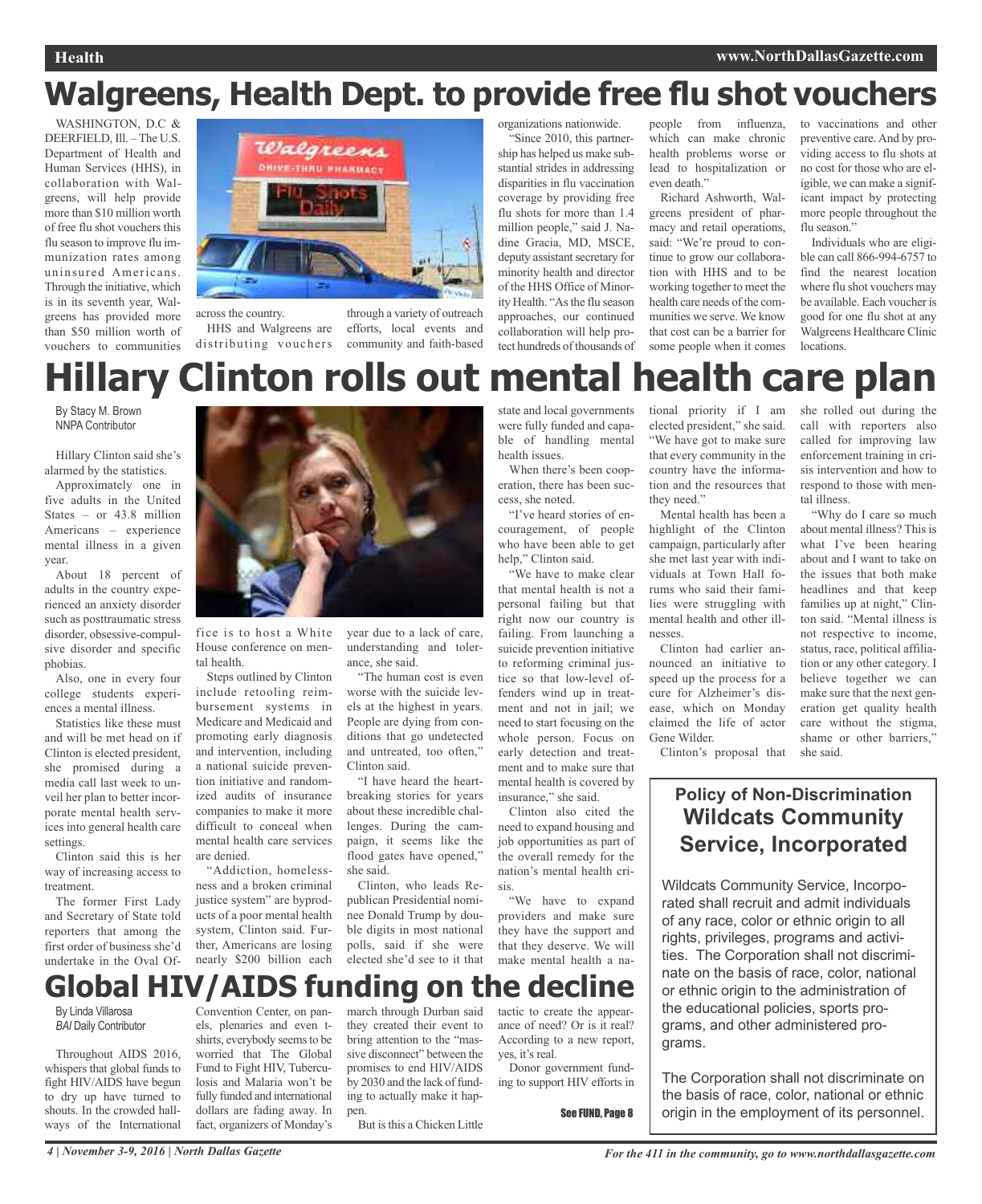# Walgreens, Health Dept. to provide free flu shot vouchers

WASHINGTON, D.C & DEERFIELD, Ill. – The U.S. Department of Health and Human Services (HHS), in collaboration with Walgreens, will help provide more than $10 million worth of free flu shot vouchers this flu season to improve flu immunization rates among uninsured Americans. Through the initiative, which is in its seventh year, Walgreens has provided more than $50 million worth of vouchers to communities across the country.

HHS and Walgreens are distributing vouchers through a variety of outreach efforts, local events and community and faith-based organizations nationwide.

"Since 2010, this partnership has helped us make substantial strides in addressing disparities in flu vaccination coverage by providing free flu shots for more than 1.4 million people," said J. Nadine Gracia, MD, MSCE, deputy assistant secretary for minority health and director of the HHS Office of Minority Health. "As the flu season approaches, our continued collaboration will help protect hundreds of thousands of people from influenza, which can make chronic health problems worse or lead to hospitalization or even death."

Richard Ashworth, Walgreens president of pharmacy and retail operations, said: "We're proud to continue to grow our collaboration with HHS and to be working together to meet the health care needs of the communities we serve. We know that cost can be a barrier for some people when it comes to vaccinations and other preventive care. And by providing access to flu shots at no cost for those who are eligible, we can make a significant impact by protecting more people throughout the flu season."

Individuals who are eligible can call 866-994-6757 to find the nearest location where flu shot vouchers may be available. Each voucher is good for one flu shot at any Walgreens Healthcare Clinic locations.

# Hillary Clinton rolls out mental health care plan

By Stacy M. Brown
NNPA Contributor

Hillary Clinton said she's alarmed by the statistics.

Approximately one in five adults in the United States – or 43.8 million Americans – experience mental illness in a given year.

About 18 percent of adults in the country experienced an anxiety disorder such as posttraumatic stress disorder, obsessive-compulsive disorder and specific phobias.

Also, one in every four college students experiences a mental illness.

Statistics like these must and will be met head on if Clinton is elected president, she promised during a media call last week to unveil her plan to better incorporate mental health services into general health care settings.

Clinton said this is her way of increasing access to treatment.

The former First Lady and Secretary of State told reporters that among the first order of business she'd undertake in the Oval Office is to host a White House conference on mental health.

Steps outlined by Clinton include retooling reimbursement systems in Medicare and Medicaid and promoting early diagnosis and intervention, including a national suicide prevention initiative and randomized audits of insurance companies to make it more difficult to conceal when mental health care services are denied.

"Addiction, homelessness and a broken criminal justice system" are byproducts of a poor mental health system, Clinton said. Further, Americans are losing nearly $200 billion each year due to a lack of care, understanding and tolerance, she said.

"The human cost is even worse with the suicide levels at the highest in years. People are dying from conditions that go undetected and untreated, too often," Clinton said.

"I have heard the heartbreaking stories for years about these incredible challenges. During the campaign, it seems like the flood gates have opened," she said.

Clinton, who leads Republican Presidential nominee Donald Trump by double digits in most national polls, said if she were elected she'd see to it that state and local governments were fully funded and capable of handling mental health issues.

When there's been cooperation, there has been success, she noted.

"I've heard stories of encouragement, of people who have been able to get help," Clinton said.

"We have to make clear that mental health is not a personal failing but that right now our country is failing. From launching a suicide prevention initiative to reforming criminal justice so that low-level offenders wind up in treatment and not in jail; we need to start focusing on the whole person. Focus on early detection and treatment and to make sure that mental health is covered by insurance," she said.

Clinton also cited the need to expand housing and job opportunities as part of the overall remedy for the nation's mental health crisis.

"We have to expand providers and make sure they have the support and that they deserve. We will make mental health a national priority if I am elected president," she said. "We have got to make sure that every community in the country have the information and the resources that they need."

Mental health has been a highlight of the Clinton campaign, particularly after she met last year with individuals at Town Hall forums who said their families were struggling with mental health and other illnesses.

Clinton had earlier announced an initiative to speed up the process for a cure for Alzheimer's disease, which on Monday claimed the life of actor Gene Wilder.

Clinton's proposal that she rolled out during the call with reporters also called for improving law enforcement training in crisis intervention and how to respond to those with mental illness.

"Why do I care so much about mental illness? This is what I've been hearing about and I want to take on the issues that both make headlines and that keep families up at night," Clinton said. "Mental illness is not respective to income, status, race, political affiliation or any other category. I believe together we can make sure that the next generation get quality health care without the stigma, shame or other barriers," she said.

# Global HIV/AIDS funding on the decline

By Linda Villarosa
*BAI* Daily Contributor

Throughout AIDS 2016, whispers that global funds to fight HIV/AIDS have begun to dry up have turned to shouts. In the crowded hallways of the International Convention Center, on panels, plenaries and even t-shirts, everybody seems to be worried that The Global Fund to Fight HIV, Tuberculosis and Malaria won't be fully funded and international dollars are fading away. In fact, organizers of Monday's march through Durban said they created their event to bring attention to the "massive disconnect" between the promises to end HIV/AIDS by 2030 and the lack of funding to actually make it happen.

But is this a Chicken Little tactic to create the appearance of need? Or is it real? According to a new report, yes, it's real.

Donor government funding to support HIV efforts in

See FUND, Page 8

## Policy of Non-Discrimination
## Wildcats Community Service, Incorporated

Wildcats Community Service, Incorporated shall recruit and admit individuals of any race, color or ethnic origin to all rights, privileges, programs and activities. The Corporation shall not discriminate on the basis of race, color, national or ethnic origin to the administration of the educational policies, sports programs, and other administered programs.

The Corporation shall not discriminate on the basis of race, color, national or ethnic origin in the employment of its personnel.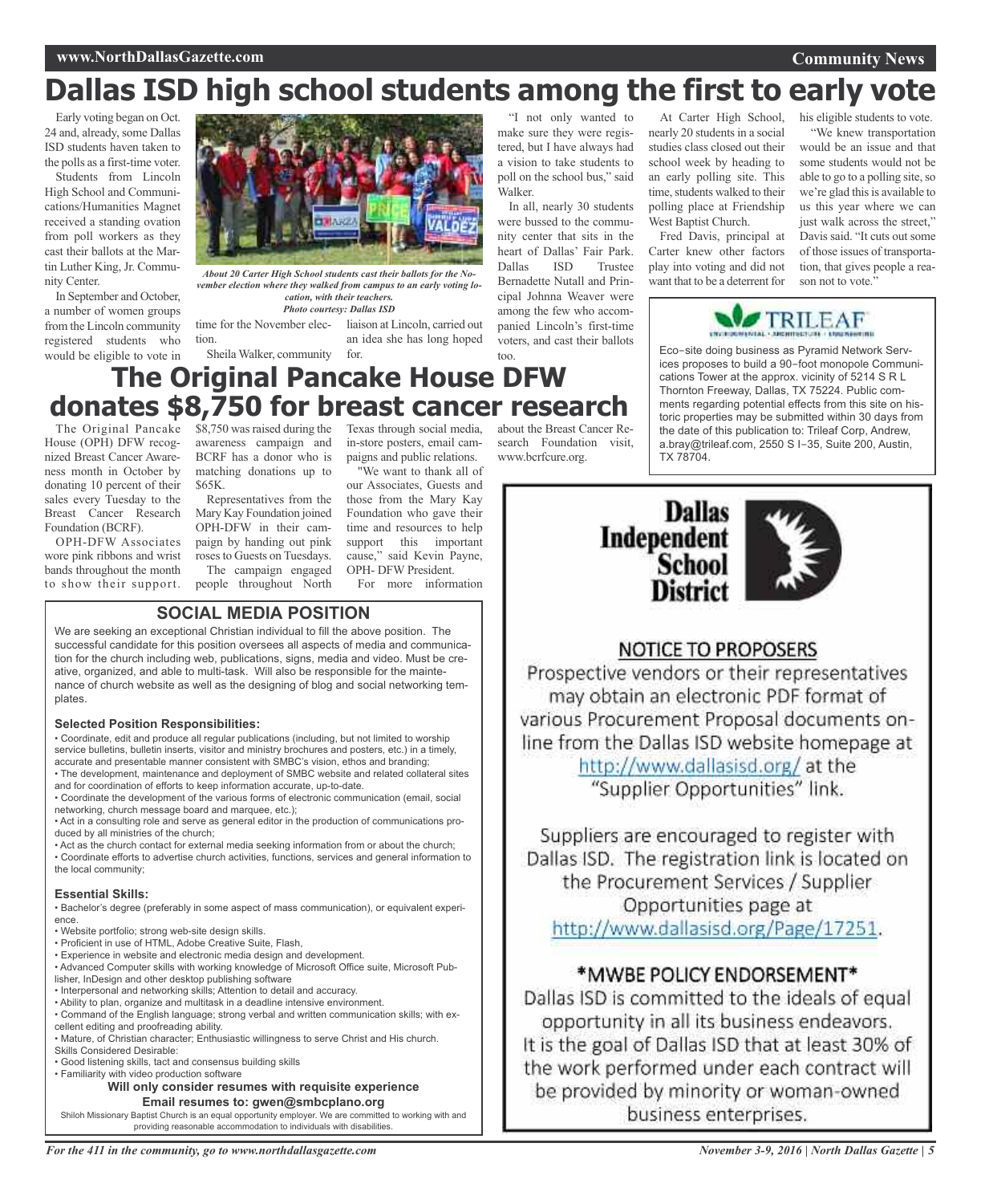# Dallas ISD high school students among the first to early vote

Early voting began on Oct. 24 and, already, some Dallas ISD students haven taken to the polls as a first-time voter.

Students from Lincoln High School and Communications/Humanities Magnet received a standing ovation from poll workers as they cast their ballots at the Martin Luther King, Jr. Community Center.

In September and October, a number of women groups from the Lincoln community registered students who would be eligible to vote in time for the November election.

*About 20 Carter High School students cast their ballots for the November election where they walked from campus to an early voting location, with their teachers.*
***Photo courtesy: Dallas ISD***

Sheila Walker, community liaison at Lincoln, carried out an idea she has long hoped for.

"I not only wanted to make sure they were registered, but I have always had a vision to take students to poll on the school bus," said Walker.

In all, nearly 30 students were bussed to the community center that sits in the heart of Dallas' Fair Park. Dallas ISD Trustee Bernadette Nutall and Principal Johnna Weaver were among the few who accompanied Lincoln's first-time voters, and cast their ballots too.

At Carter High School, nearly 20 students in a social studies class closed out their school week by heading to an early polling site. This time, students walked to their polling place at Friendship West Baptist Church.

Fred Davis, principal at Carter knew other factors play into voting and did not want that to be a deterrent for his eligible students to vote.

"We knew transportation would be an issue and that some students would not be able to go to a polling site, so we're glad this is available to us this year where we can just walk across the street," Davis said. "It cuts out some of those issues of transportation, that gives people a reason not to vote."

# The Original Pancake House DFW donates $8,750 for breast cancer research

The Original Pancake House (OPH) DFW recognized Breast Cancer Awareness month in October by donating 10 percent of their sales every Tuesday to the Breast Cancer Research Foundation (BCRF).

OPH-DFW Associates wore pink ribbons and wrist bands throughout the month to show their support. $8,750 was raised during the awareness campaign and BCRF has a donor who is matching donations up to $65K.

Representatives from the Mary Kay Foundation joined OPH-DFW in their campaign by handing out pink roses to Guests on Tuesdays.

The campaign engaged people throughout North Texas through social media, in-store posters, email campaigns and public relations.

"We want to thank all of our Associates, Guests and those from the Mary Kay Foundation who gave their time and resources to help support this important cause," said Kevin Payne, OPH- DFW President.

For more information about the Breast Cancer Research Foundation visit, www.bcrfcure.org.

---

**TRILEAF**

Eco–site doing business as Pyramid Network Services proposes to build a 90–foot monopole Communications Tower at the approx. vicinity of 5214 S R L Thornton Freeway, Dallas, TX 75224. Public comments regarding potential effects from this site on historic properties may be submitted within 30 days from the date of this publication to: Trileaf Corp, Andrew, a.bray@trileaf.com, 2550 S I–35, Suite 200, Austin, TX 78704.

---

## SOCIAL MEDIA POSITION

We are seeking an exceptional Christian individual to fill the above position. The successful candidate for this position oversees all aspects of media and communication for the church including web, publications, signs, media and video. Must be creative, organized, and able to multi-task. Will also be responsible for the maintenance of church website as well as the designing of blog and social networking templates.

**Selected Position Responsibilities:**

- Coordinate, edit and produce all regular publications (including, but not limited to worship service bulletins, bulletin inserts, visitor and ministry brochures and posters, etc.) in a timely, accurate and presentable manner consistent with SMBC's vision, ethos and branding;
- The development, maintenance and deployment of SMBC website and related collateral sites and for coordination of efforts to keep information accurate, up-to-date.
- Coordinate the development of the various forms of electronic communication (email, social networking, church message board and marquee, etc.);
- Act in a consulting role and serve as general editor in the production of communications produced by all ministries of the church;
- Act as the church contact for external media seeking information from or about the church;
- Coordinate efforts to advertise church activities, functions, services and general information to the local community;

**Essential Skills:**

- Bachelor's degree (preferably in some aspect of mass communication), or equivalent experience.
- Website portfolio; strong web-site design skills.
- Proficient in use of HTML, Adobe Creative Suite, Flash,
- Experience in website and electronic media design and development.
- Advanced Computer skills with working knowledge of Microsoft Office suite, Microsoft Publisher, InDesign and other desktop publishing software
- Interpersonal and networking skills; Attention to detail and accuracy.
- Ability to plan, organize and multitask in a deadline intensive environment.
- Command of the English language; strong verbal and written communication skills; with excellent editing and proofreading ability.
- Mature, of Christian character; Enthusiastic willingness to serve Christ and His church.

Skills Considered Desirable:

- Good listening skills, tact and consensus building skills
- Familiarity with video production software

**Will only consider resumes with requisite experience**

**Email resumes to: gwen@smbcplano.org**

Shiloh Missionary Baptist Church is an equal opportunity employer. We are committed to working with and providing reasonable accommodation to individuals with disabilities.

---

**Dallas Independent School District**

## NOTICE TO PROPOSERS

Prospective vendors or their representatives may obtain an electronic PDF format of various Procurement Proposal documents online from the Dallas ISD website homepage at http://www.dallasisd.org/ at the "Supplier Opportunities" link.

Suppliers are encouraged to register with Dallas ISD. The registration link is located on the Procurement Services / Supplier Opportunities page at http://www.dallasisd.org/Page/17251.

## *MWBE POLICY ENDORSEMENT*

Dallas ISD is committed to the ideals of equal opportunity in all its business endeavors. It is the goal of Dallas ISD that at least 30% of the work performed under each contract will be provided by minority or woman-owned business enterprises.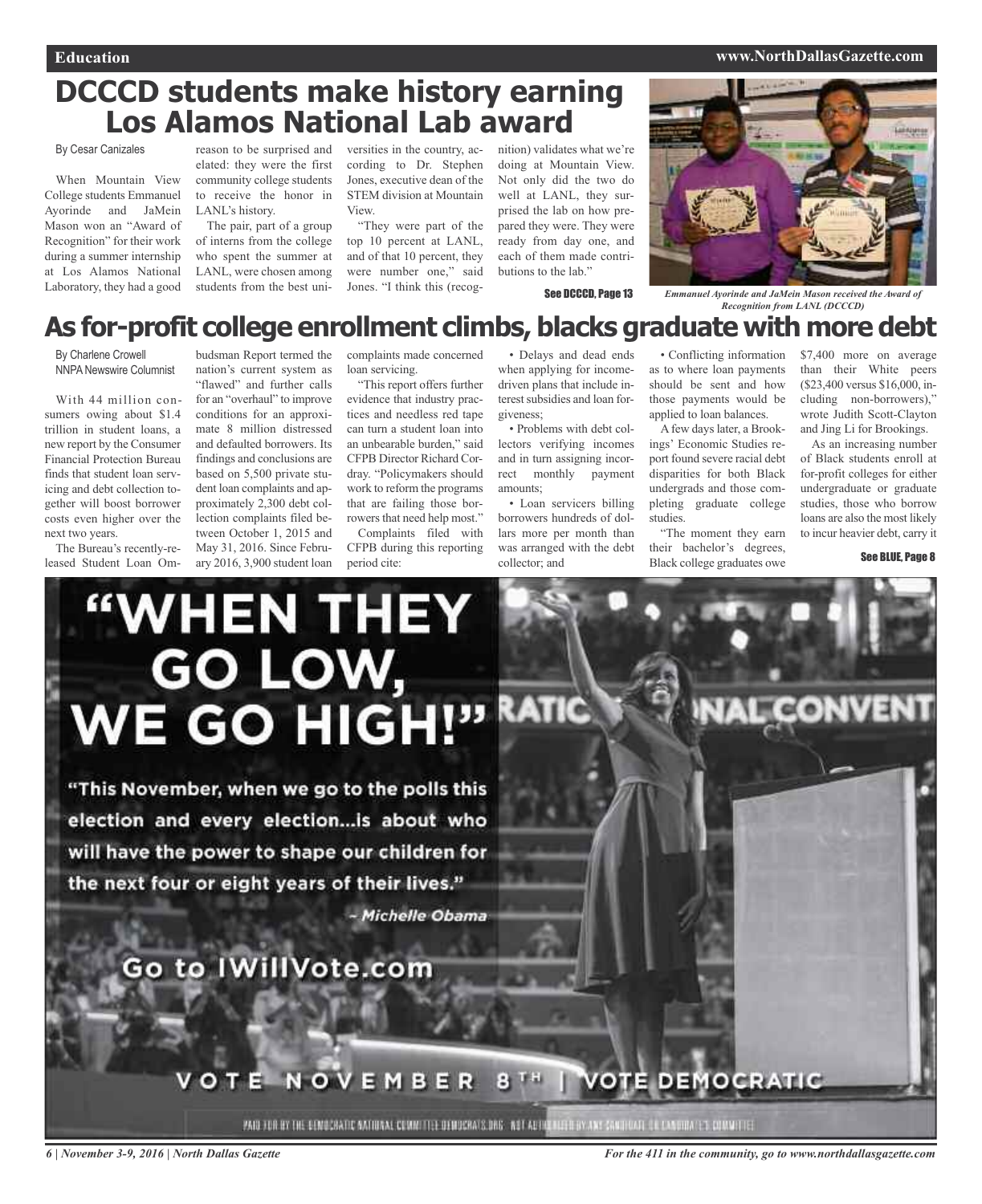# DCCCD students make history earning Los Alamos National Lab award

By Cesar Canizales

When Mountain View College students Emmanuel Ayorinde and JaMein Mason won an "Award of Recognition" for their work during a summer internship at Los Alamos National Laboratory, they had a good reason to be surprised and elated: they were the first community college students to receive the honor in LANL's history.

The pair, part of a group of interns from the college who spent the summer at LANL, were chosen among students from the best universities in the country, according to Dr. Stephen Jones, executive dean of the STEM division at Mountain View.

"They were part of the top 10 percent at LANL, and of that 10 percent, they were number one," said Jones. "I think this (recognition) validates what we're doing at Mountain View. Not only did the two do well at LANL, they surprised the lab on how prepared they were. They were ready from day one, and each of them made contributions to the lab."

See DCCCD, Page 13

*Emmanuel Ayorinde and JaMein Mason received the Award of Recognition from LANL (DCCCD)*

# As for-profit college enrollment climbs, blacks graduate with more debt

By Charlene Crowell
NNPA Newswire Columnist

With 44 million consumers owing about $1.4 trillion in student loans, a new report by the Consumer Financial Protection Bureau finds that student loan servicing and debt collection together will boost borrower costs even higher over the next two years.

The Bureau's recently-released Student Loan Ombudsman Report termed the nation's current system as "flawed" and further calls for an "overhaul" to improve conditions for an approximate 8 million distressed and defaulted borrowers. Its findings and conclusions are based on 5,500 private student loan complaints and approximately 2,300 debt collection complaints filed between October 1, 2015 and May 31, 2016. Since February 2016, 3,900 student loan complaints made concerned loan servicing.

"This report offers further evidence that industry practices and needless red tape can turn a student loan into an unbearable burden," said CFPB Director Richard Cordray. "Policymakers should work to reform the programs that are failing those borrowers that need help most."

Complaints filed with CFPB during this reporting period cite:

- Delays and dead ends when applying for income-driven plans that include interest subsidies and loan forgiveness;
- Problems with debt collectors verifying incomes and in turn assigning incorrect monthly payment amounts;
- Loan servicers billing borrowers hundreds of dollars more per month than was arranged with the debt collector; and
- Conflicting information as to where loan payments should be sent and how those payments would be applied to loan balances.

A few days later, a Brookings' Economic Studies report found severe racial debt disparities for both Black undergrads and those completing graduate college studies.

"The moment they earn their bachelor's degrees, Black college graduates owe $7,400 more on average than their White peers ($23,400 versus $16,000, including non-borrowers)," wrote Judith Scott-Clayton and Jing Li for Brookings.

As an increasing number of Black students enroll at for-profit colleges for either undergraduate or graduate studies, those who borrow loans are also the most likely to incur heavier debt, carry it

See BLUE, Page 8

"WHEN THEY GO LOW, WE GO HIGH!"

"This November, when we go to the polls this election and every election...is about who will have the power to shape our children for the next four or eight years of their lives."

– Michelle Obama

Go to IWillVote.com

VOTE NOVEMBER 8TH | VOTE DEMOCRATIC

PAID FOR BY THE DEMOCRATIC NATIONAL COMMITTEE DEMOCRATS.ORG NOT AUTHORIZED BY ANY CANDIDATE OR CANDIDATE'S COMMITTEE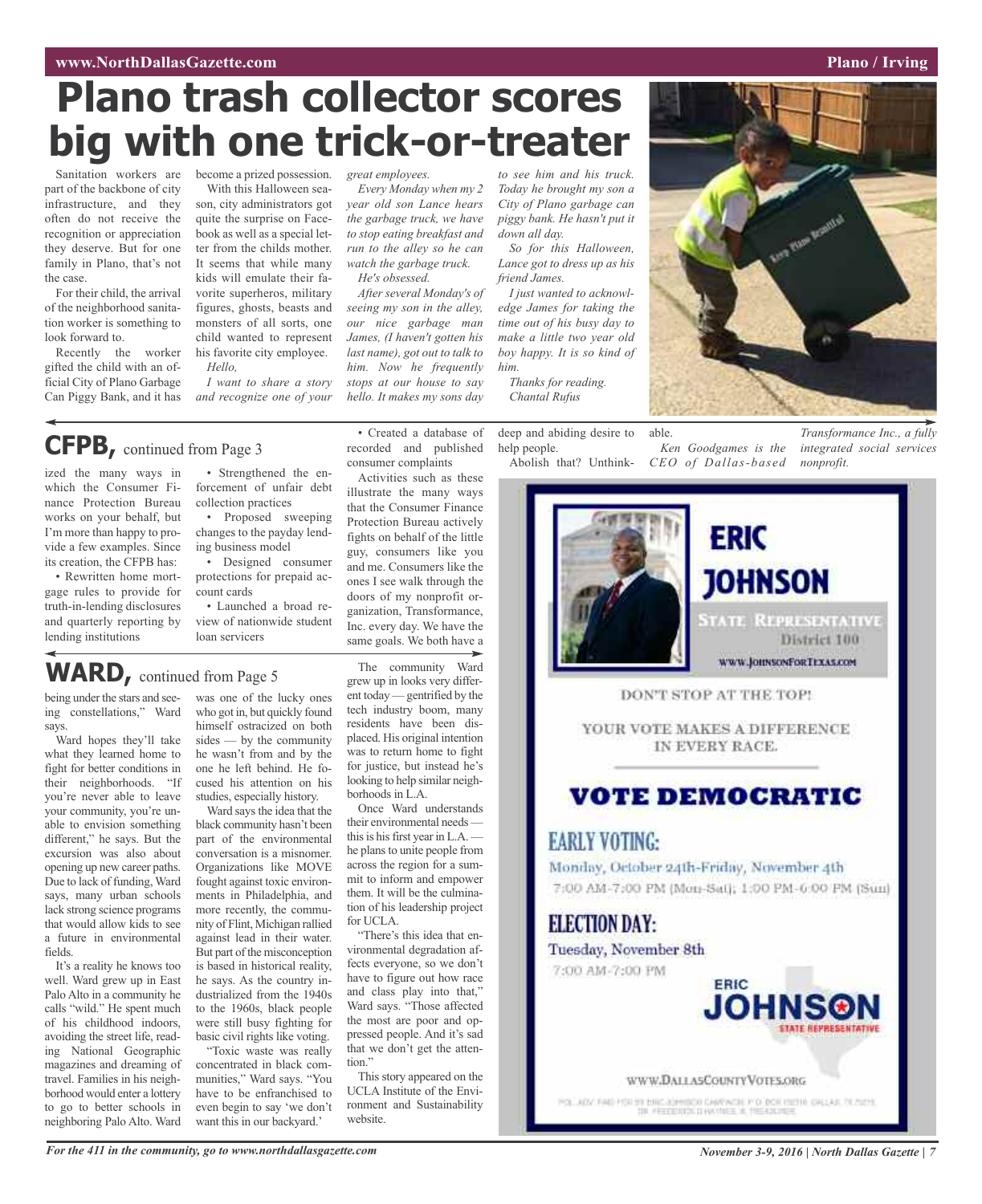# Plano trash collector scores big with one trick-or-treater

Sanitation workers are part of the backbone of city infrastructure, and they often do not receive the recognition or appreciation they deserve. But for one family in Plano, that's not the case.

For their child, the arrival of the neighborhood sanitation worker is something to look forward to.

Recently the worker gifted the child with an official City of Plano Garbage Can Piggy Bank, and it has become a prized possession.

With this Halloween season, city administrators got quite the surprise on Facebook as well as a special letter from the childs mother. It seems that while many kids will emulate their favorite superheros, military figures, ghosts, beasts and monsters of all sorts, one child wanted to represent his favorite city employee.

*Hello,*

*I want to share a story and recognize one of your great employees.*

*Every Monday when my 2 year old son Lance hears the garbage truck, we have to stop eating breakfast and run to the alley so he can watch the garbage truck. He's obsessed.*

*After several Monday's of seeing my son in the alley, our nice garbage man James, (I haven't gotten his last name), got out to talk to him. Now he frequently stops at our house to say hello. It makes my sons day to see him and his truck. Today he brought my son a City of Plano garbage can piggy bank. He hasn't put it down all day.*

*So for this Halloween, Lance got to dress up as his friend James.*

*I just wanted to acknowledge James for taking the time out of his busy day to make a little two year old boy happy. It is so kind of him.*

*Thanks for reading.*
*Chantal Rufus*

## CFPB, continued from Page 3

ized the many ways in which the Consumer Finance Protection Bureau works on your behalf, but I'm more than happy to provide a few examples. Since its creation, the CFPB has:

• Rewritten home mortgage rules to provide for truth-in-lending disclosures and quarterly reporting by lending institutions

• Strengthened the enforcement of unfair debt collection practices

• Proposed sweeping changes to the payday lending business model

• Designed consumer protections for prepaid account cards

• Launched a broad review of nationwide student loan servicers

• Created a database of recorded and published consumer complaints

Activities such as these illustrate the many ways that the Consumer Finance Protection Bureau actively fights on behalf of the little guy, consumers like you and me. Consumers like the ones I see walk through the doors of my nonprofit organization, Transformance, Inc. every day. We have the same goals. We both have a deep and abiding desire to help people.

Abolish that? Unthinkable.

*Ken Goodgames is the CEO of Dallas-based Transformance Inc., a fully integrated social services nonprofit.*

## WARD, continued from Page 5

being under the stars and seeing constellations," Ward says.

Ward hopes they'll take what they learned home to fight for better conditions in their neighborhoods. "If you're never able to leave your community, you're unable to envision something different," he says. But the excursion was also about opening up new career paths. Due to lack of funding, Ward says, many urban schools lack strong science programs that would allow kids to see a future in environmental fields.

It's a reality he knows too well. Ward grew up in East Palo Alto in a community he calls "wild." He spent much of his childhood indoors, avoiding the street life, reading National Geographic magazines and dreaming of travel. Families in his neighborhood would enter a lottery to go to better schools in neighboring Palo Alto. Ward was one of the lucky ones who got in, but quickly found himself ostracized on both sides — by the community he wasn't from and by the one he left behind. He focused his attention on his studies, especially history.

Ward says the idea that the black community hasn't been part of the environmental conversation is a misnomer. Organizations like MOVE fought against toxic environments in Philadelphia, and more recently, the community of Flint, Michigan rallied against lead in their water. But part of the misconception is based in historical reality, he says. As the country industrialized from the 1940s to the 1960s, black people were still busy fighting for basic civil rights like voting.

"Toxic waste was really concentrated in black communities," Ward says. "You have to be enfranchised to even begin to say 'we don't want this in our backyard.'

The community Ward grew up in looks very different today — gentrified by the tech industry boom, many residents have been displaced. His original intention was to return home to fight for justice, but instead he's looking to help similar neighborhoods in L.A.

Once Ward understands their environmental needs — this is his first year in L.A. — he plans to unite people from across the region for a summit to inform and empower them. It will be the culmination of his leadership project for UCLA.

"There's this idea that environmental degradation affects everyone, so we don't have to figure out how race and class play into that," Ward says. "Those affected the most are poor and oppressed people. And it's sad that we don't get the attention."

This story appeared on the UCLA Institute of the Environment and Sustainability website.

---

**ERIC JOHNSON**
STATE REPRESENTATIVE
District 100
WWW.JOHNSONFORTEXAS.COM

DON'T STOP AT THE TOP!

YOUR VOTE MAKES A DIFFERENCE IN EVERY RACE.

**VOTE DEMOCRATIC**

**EARLY VOTING:**
Monday, October 24th-Friday, November 4th
7:00 AM-7:00 PM (Mon-Sat); 1:00 PM-6:00 PM (Sun)

**ELECTION DAY:**
Tuesday, November 8th
7:00 AM-7:00 PM

ERIC JOHNSON STATE REPRESENTATIVE

WWW.DALLASCOUNTYVOTES.ORG

POL. ADV. PAID FOR BY ERIC JOHNSON CAMPAIGN, P.O. BOX 192716 DALLAS, TX 75219. DR. FREDERICK D. HAYNES III, TREASURER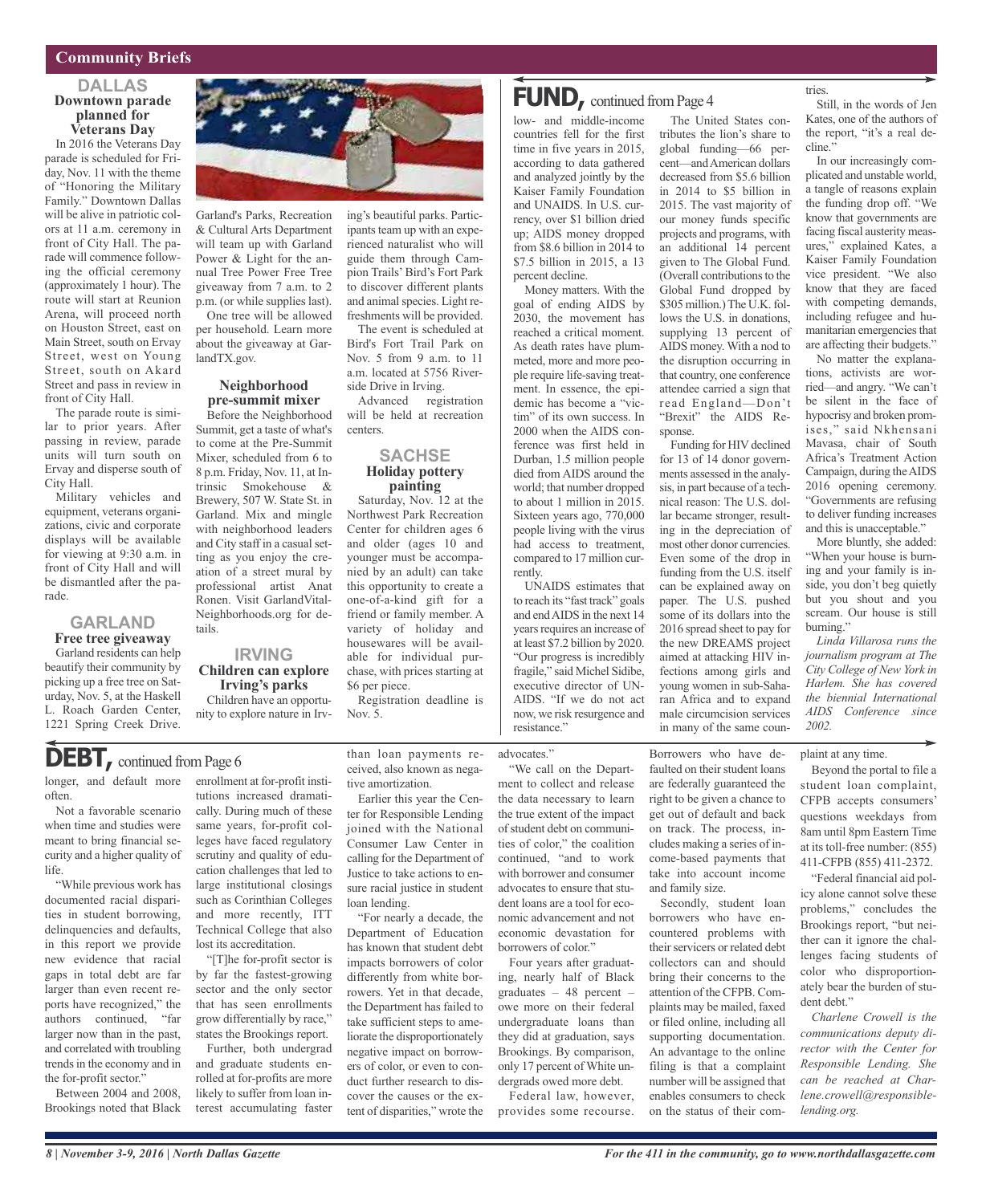## Community Briefs

### DALLAS

#### Downtown parade planned for Veterans Day

In 2016 the Veterans Day parade is scheduled for Friday, Nov. 11 with the theme of "Honoring the Military Family." Downtown Dallas will be alive in patriotic colors at 11 a.m. ceremony in front of City Hall. The parade will commence following the official ceremony (approximately 1 hour). The route will start at Reunion Arena, will proceed north on Houston Street, east on Main Street, south on Ervay Street, west on Young Street, south on Akard Street and pass in review in front of City Hall.

The parade route is similar to prior years. After passing in review, parade units will turn south on Ervay and disperse south of City Hall.

Military vehicles and equipment, veterans organizations, civic and corporate displays will be available for viewing at 9:30 a.m. in front of City Hall and will be dismantled after the parade.

### GARLAND

#### Free tree giveaway

Garland residents can help beautify their community by picking up a free tree on Saturday, Nov. 5, at the Haskell L. Roach Garden Center, 1221 Spring Creek Drive. Garland's Parks, Recreation & Cultural Arts Department will team up with Garland Power & Light for the annual Tree Power Free Tree giveaway from 7 a.m. to 2 p.m. (or while supplies last).

One tree will be allowed per household. Learn more about the giveaway at GarlandTX.gov.

#### Neighborhood pre-summit mixer

Before the Neighborhood Summit, get a taste of what's to come at the Pre-Summit Mixer, scheduled from 6 to 8 p.m. Friday, Nov. 11, at Intrinsic Smokehouse & Brewery, 507 W. State St. in Garland. Mix and mingle with neighborhood leaders and City staff in a casual setting as you enjoy the creation of a street mural by professional artist Anat Ronen. Visit GarlandVitalNeighborhoods.org for details.

### IRVING

#### Children can explore Irving's parks

Children have an opportunity to explore nature in Irving's beautiful parks. Participants team up with an experienced naturalist who will guide them through Campion Trails' Bird's Fort Park to discover different plants and animal species. Light refreshments will be provided.

The event is scheduled at Bird's Fort Trail Park on Nov. 5 from 9 a.m. to 11 a.m. located at 5756 Riverside Drive in Irving.

Advanced registration will be held at recreation centers.

### SACHSE

#### Holiday pottery painting

Saturday, Nov. 12 at the Northwest Park Recreation Center for children ages 6 and older (ages 10 and younger must be accompanied by an adult) can take this opportunity to create a one-of-a-kind gift for a friend or family member. A variety of holiday and housewares will be available for individual purchase, with prices starting at $6 per piece.

Registration deadline is Nov. 5.

## FUND, continued from Page 4

low- and middle-income countries fell for the first time in five years in 2015, according to data gathered and analyzed jointly by the Kaiser Family Foundation and UNAIDS. In U.S. currency, over $1 billion dried up; AIDS money dropped from $8.6 billion in 2014 to $7.5 billion in 2015, a 13 percent decline.

Money matters. With the goal of ending AIDS by 2030, the movement has reached a critical moment. As death rates have plummeted, more and more people require life-saving treatment. In essence, the epidemic has become a "victim" of its own success. In 2000 when the AIDS conference was first held in Durban, 1.5 million people died from AIDS around the world; that number dropped to about 1 million in 2015. Sixteen years ago, 770,000 people living with the virus had access to treatment, compared to 17 million currently.

UNAIDS estimates that to reach its "fast track" goals and end AIDS in the next 14 years requires an increase of at least $7.2 billion by 2020. "Our progress is incredibly fragile," said Michel Sidibe, executive director of UNAIDS. "If we do not act now, we risk resurgence and resistance."

The United States contributes the lion's share to global funding—66 percent—and American dollars decreased from $5.6 billion in 2014 to $5 billion in 2015. The vast majority of our money funds specific projects and programs, with an additional 14 percent given to The Global Fund. (Overall contributions to the Global Fund dropped by $305 million.) The U.K. follows the U.S. in donations, supplying 13 percent of AIDS money. With a nod to the disruption occurring in that country, one conference attendee carried a sign that read England—Don't "Brexit" the AIDS Response.

Funding for HIV declined for 13 of 14 donor governments assessed in the analysis, in part because of a technical reason: The U.S. dollar became stronger, resulting in the depreciation of most other donor currencies. Even some of the drop in funding from the U.S. itself can be explained away on paper. The U.S. pushed some of its dollars into the 2016 spread sheet to pay for the new DREAMS project aimed at attacking HIV infections among girls and young women in sub-Saharan Africa and to expand male circumcision services in many of the same countries.

Still, in the words of Jen Kates, one of the authors of the report, "it's a real decline."

In our increasingly complicated and unstable world, a tangle of reasons explain the funding drop off. "We know that governments are facing fiscal austerity measures," explained Kates, a Kaiser Family Foundation vice president. "We also know that they are faced with competing demands, including refugee and humanitarian emergencies that are affecting their budgets."

No matter the explanations, activists are worried—and angry. "We can't be silent in the face of hypocrisy and broken promises," said Nkhensani Mavasa, chair of South Africa's Treatment Action Campaign, during the AIDS 2016 opening ceremony. "Governments are refusing to deliver funding increases and this is unacceptable."

More bluntly, she added: "When your house is burning and your family is inside, you don't beg quietly but you shout and you scream. Our house is still burning."

*Linda Villarosa runs the journalism program at The City College of New York in Harlem. She has covered the biennial International AIDS Conference since 2002.*

## DEBT, continued from Page 6

longer, and default more often.

Not a favorable scenario when time and studies were meant to bring financial security and a higher quality of life.

"While previous work has documented racial disparities in student borrowing, delinquencies and defaults, in this report we provide new evidence that racial gaps in total debt are far larger than even recent reports have recognized," the authors continued, "far larger now than in the past, and correlated with troubling trends in the economy and in the for-profit sector."

Between 2004 and 2008, Brookings noted that Black enrollment at for-profit institutions increased dramatically. During much of these same years, for-profit colleges have faced regulatory scrutiny and quality of education challenges that led to large institutional closings such as Corinthian Colleges and more recently, ITT Technical College that also lost its accreditation.

"[T]he for-profit sector is by far the fastest-growing sector and the only sector that has seen enrollments grow differentially by race," states the Brookings report.

Further, both undergrad and graduate students enrolled at for-profits are more likely to suffer from loan interest accumulating faster than loan payments received, also known as negative amortization.

Earlier this year the Center for Responsible Lending joined with the National Consumer Law Center in calling for the Department of Justice to take actions to ensure racial justice in student loan lending.

"For nearly a decade, the Department of Education has known that student debt impacts borrowers of color differently from white borrowers. Yet in that decade, the Department has failed to take sufficient steps to ameliorate the disproportionately negative impact on borrowers of color, or even to conduct further research to discover the causes or the extent of disparities," wrote the advocates."

"We call on the Department to collect and release the data necessary to learn the true extent of the impact of student debt on communities of color," the coalition continued, "and to work with borrower and consumer advocates to ensure that student loans are a tool for economic advancement and not economic devastation for borrowers of color."

Four years after graduating, nearly half of Black graduates – 48 percent – owe more on their federal undergraduate loans than they did at graduation, says Brookings. By comparison, only 17 percent of White undergrads owed more debt.

Federal law, however, provides some recourse. Borrowers who have defaulted on their student loans are federally guaranteed the right to be given a chance to get out of default and back on track. The process, includes making a series of income-based payments that take into account income and family size.

Secondly, student loan borrowers who have encountered problems with their servicers or related debt collectors can and should bring their concerns to the attention of the CFPB. Complaints may be mailed, faxed or filed online, including all supporting documentation. An advantage to the online filing is that a complaint number will be assigned that enables consumers to check on the status of their complaint at any time.

Beyond the portal to file a student loan complaint, CFPB accepts consumers' questions weekdays from 8am until 8pm Eastern Time at its toll-free number: (855) 411-CFPB (855) 411-2372.

"Federal financial aid policy alone cannot solve these problems," concludes the Brookings report, "but neither can it ignore the challenges facing students of color who disproportionately bear the burden of student debt."

*Charlene Crowell is the communications deputy director with the Center for Responsible Lending. She can be reached at Charlene.crowell@responsiblelending.org.*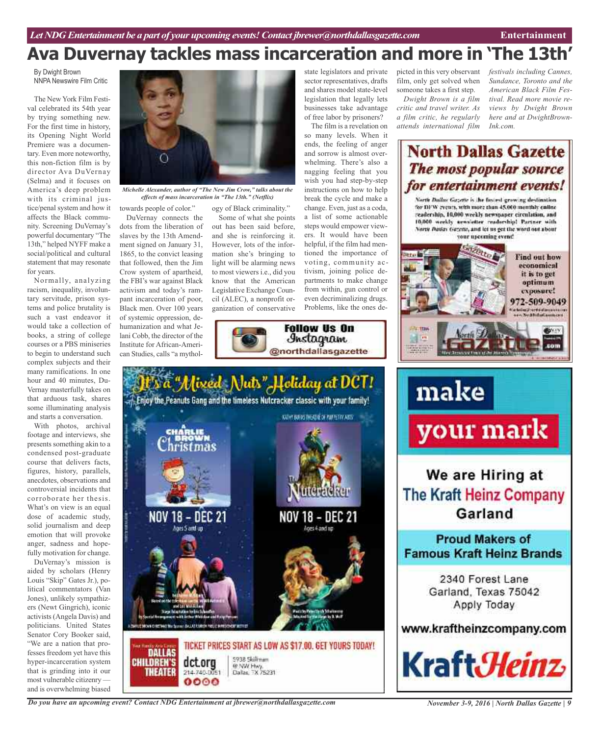# Ava Duvernay tackles mass incarceration and more in 'The 13th'

By Dwight Brown
NNPA Newswire Film Critic

The New York Film Festival celebrated its 54th year by trying something new. For the first time in history, its Opening Night World Premiere was a documentary. Even more noteworthy, this non-fiction film is by director Ava DuVernay (Selma) and it focuses on America's deep problem with its criminal justice/penal system and how it affects the Black community. Screening DuVernay's powerful documentary "The 13th," helped NYFF make a social/political and cultural statement that may resonate for years.

Normally, analyzing racism, inequality, involuntary servitude, prison systems and police brutality is such a vast endeavor it would take a collection of books, a string of college courses or a PBS miniseries to begin to understand such complex subjects and their many ramifications. In one hour and 40 minutes, DuVernay masterfully takes on that arduous task, shares some illuminating analysis and starts a conversation.

With photos, archival footage and interviews, she presents something akin to a condensed post-graduate course that delivers facts, figures, history, parallels, anecdotes, observations and controversial incidents that corroborate her thesis. What's on view is an equal dose of academic study, solid journalism and deep emotion that will provoke anger, sadness and hopefully motivation for change.

DuVernay's mission is aided by scholars (Henry Louis "Skip" Gates Jr.), political commentators (Van Jones), unlikely sympathizers (Newt Gingrich), iconic activists (Angela Davis) and politicians. United States Senator Cory Booker said, "We are a nation that professes freedom yet have this hyper-incarceration system that is grinding into it our most vulnerable citizenry — and is overwhelming biased towards people of color."

*Michelle Alexander, author of "The New Jim Crow," talks about the effects of mass incarceration in "The 13th." (Netflix)*

DuVernay connects the dots from the liberation of slaves by the 13th Amendment signed on January 31, 1865, to the convict leasing that followed, then the Jim Crow system of apartheid, the FBI's war against Black activism and today's rampant incarceration of poor, Black men. Over 100 years of systemic oppression, dehumanization and what Jelani Cobb, the director of the Institute for African-American Studies, calls "a mythology of Black criminality."

Some of what she points out has been said before, and she is reinforcing it. However, lots of the information she's bringing to light will be alarming news to most viewers i.e., did you know that the American Legislative Exchange Council (ALEC), a nonprofit organization of conservative state legislators and private sector representatives, drafts and shares model state-level legislation that legally lets businesses take advantage of free labor by prisoners?

The film is a revelation on so many levels. When it ends, the feeling of anger and sorrow is almost overwhelming. There's also a nagging feeling that you wish you had step-by-step instructions on how to help break the cycle and make a change. Even, just as a coda, a list of some actionable steps would empower viewers. It would have been helpful, if the film had mentioned the importance of voting, community activism, joining police departments to make change from within, gun control or even decriminalizing drugs. Problems, like the ones depicted in this very observant film, only get solved when someone takes a first step.

*Dwight Brown is a film critic and travel writer. As a film critic, he regularly attends international film festivals including Cannes, Sundance, Toronto and the American Black Film Festival. Read more movie reviews by Dwight Brown here and at DwightBrown-Ink.com.*

**Follow Us On Instagram @northdallasgazette**

**North Dallas Gazette**
***The most popular source for entertainment events!***

North Dallas Gazette is the fastest-growing destination for DFW events, with more than 45,000 monthly online readership, 10,000 weekly newspaper circulation, and 10,000 weekly newsletter readership! Partner with North Dallas Gazette, and let us get the word out about your upcoming event!

Find out how economical it is to get optimum exposure!
972-509-9049

**It's a "Mixed Nuts" Holiday at DCT!**
Enjoy the Peanuts Gang and the timeless Nutcracker classic with your family!

A Charlie Brown Christmas — NOV 18 – DEC 21 — Ages 5 and up

The Nutcracker — NOV 18 – DEC 21 — Ages 4 and up

TICKET PRICES START AS LOW AS $17.00. GET YOURS TODAY!

Dallas Children's Theater — dct.org — 214-740-0051 — 5938 Skillman @ NW Hwy. Dallas, TX 75231

**make your mark**

We are Hiring at The Kraft Heinz Company Garland

Proud Makers of Famous Kraft Heinz Brands

2340 Forest Lane
Garland, Texas 75042
Apply Today

www.kraftheinzcompany.com

KraftHeinz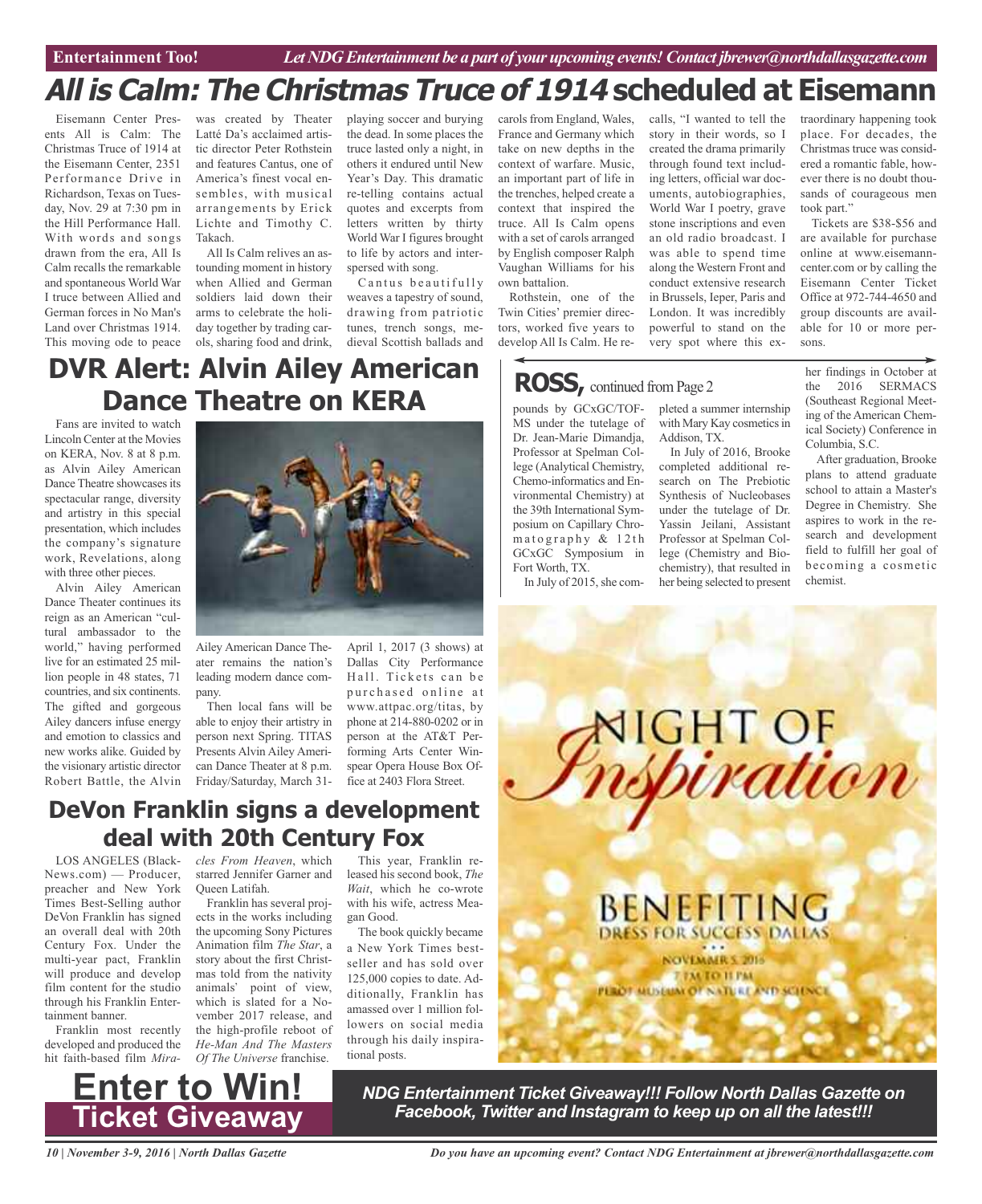Entertainment Too! *Let NDG Entertainment be a part of your upcoming events! Contact jbrewer@northdallasgazette.com*

# *All is Calm: The Christmas Truce of 1914* scheduled at Eisemann

Eisemann Center Presents All is Calm: The Christmas Truce of 1914 at the Eisemann Center, 2351 Performance Drive in Richardson, Texas on Tuesday, Nov. 29 at 7:30 pm in the Hill Performance Hall. With words and songs drawn from the era, All Is Calm recalls the remarkable and spontaneous World War I truce between Allied and German forces in No Man's Land over Christmas 1914. This moving ode to peace was created by Theater Latté Da's acclaimed artistic director Peter Rothstein and features Cantus, one of America's finest vocal ensembles, with musical arrangements by Erick Lichte and Timothy C. Takach.

All Is Calm relives an astounding moment in history when Allied and German soldiers laid down their arms to celebrate the holiday together by trading carols, sharing food and drink, playing soccer and burying the dead. In some places the truce lasted only a night, in others it endured until New Year's Day. This dramatic re-telling contains actual quotes and excerpts from letters written by thirty World War I figures brought to life by actors and interspersed with song.

Cantus beautifully weaves a tapestry of sound, drawing from patriotic tunes, trench songs, medieval Scottish ballads and carols from England, Wales, France and Germany which take on new depths in the context of warfare. Music, an important part of life in the trenches, helped create a context that inspired the truce. All Is Calm opens with a set of carols arranged by English composer Ralph Vaughan Williams for his own battalion.

Rothstein, one of the Twin Cities' premier directors, worked five years to develop All Is Calm. He recalls, "I wanted to tell the story in their words, so I created the drama primarily through found text including letters, official war documents, autobiographies, World War I poetry, grave stone inscriptions and even an old radio broadcast. I was able to spend time along the Western Front and conduct extensive research in Brussels, Ieper, Paris and London. It was incredibly powerful to stand on the very spot where this extraordinary happening took place. For decades, the Christmas truce was considered a romantic fable, however there is no doubt thousands of courageous men took part."

Tickets are $38-$56 and are available for purchase online at www.eisemanncenter.com or by calling the Eisemann Center Ticket Office at 972-744-4650 and group discounts are available for 10 or more persons.

# DVR Alert: Alvin Ailey American Dance Theatre on KERA

Fans are invited to watch Lincoln Center at the Movies on KERA, Nov. 8 at 8 p.m. as Alvin Ailey American Dance Theatre showcases its spectacular range, diversity and artistry in this special presentation, which includes the company's signature work, Revelations, along with three other pieces.

Alvin Ailey American Dance Theater continues its reign as an American "cultural ambassador to the world," having performed live for an estimated 25 million people in 48 states, 71 countries, and six continents. The gifted and gorgeous Ailey dancers infuse energy and emotion to classics and new works alike. Guided by the visionary artistic director Robert Battle, the Alvin Ailey American Dance Theater remains the nation's leading modern dance company.

Then local fans will be able to enjoy their artistry in person next Spring. TITAS Presents Alvin Ailey American Dance Theater at 8 p.m. Friday/Saturday, March 31-April 1, 2017 (3 shows) at Dallas City Performance Hall. Tickets can be purchased online at www.attpac.org/titas, by phone at 214-880-0202 or in person at the AT&T Performing Arts Center Winspear Opera House Box Office at 2403 Flora Street.

## ROSS, continued from Page 2

pounds by GCxGC/TOF-MS under the tutelage of Dr. Jean-Marie Dimandja, Professor at Spelman College (Analytical Chemistry, Chemo-informatics and Environmental Chemistry) at the 39th International Symposium on Capillary Chromatography & 12th GCxGC Symposium in Fort Worth, TX.

In July of 2015, she completed a summer internship with Mary Kay cosmetics in Addison, TX.

In July of 2016, Brooke completed additional research on The Prebiotic Synthesis of Nucleobases under the tutelage of Dr. Yassin Jeilani, Assistant Professor at Spelman College (Chemistry and Biochemistry), that resulted in her being selected to present her findings in October at the 2016 SERMACS (Southeast Regional Meeting of the American Chemical Society) Conference in Columbia, S.C.

After graduation, Brooke plans to attend graduate school to attain a Master's Degree in Chemistry. She aspires to work in the research and development field to fulfill her goal of becoming a cosmetic chemist.

# DeVon Franklin signs a development deal with 20th Century Fox

LOS ANGELES (BlackNews.com) — Producer, preacher and New York Times Best-Selling author DeVon Franklin has signed an overall deal with 20th Century Fox. Under the multi-year pact, Franklin will produce and develop film content for the studio through his Franklin Entertainment banner.

Franklin most recently developed and produced the hit faith-based film *Miracles From Heaven*, which starred Jennifer Garner and Queen Latifah.

Franklin has several projects in the works including the upcoming Sony Pictures Animation film *The Star*, a story about the first Christmas told from the nativity animals' point of view, which is slated for a November 2017 release, and the high-profile reboot of *He-Man And The Masters Of The Universe* franchise.

This year, Franklin released his second book, *The Wait*, which he co-wrote with his wife, actress Meagan Good.

The book quickly became a New York Times bestseller and has sold over 125,000 copies to date. Additionally, Franklin has amassed over 1 million followers on social media through his daily inspirational posts.

NIGHT OF *Inspiration*

BENEFITING DRESS FOR SUCCESS DALLAS

NOVEMBER 5, 2016
7 PM TO 11 PM
PEROT MUSEUM OF NATURE AND SCIENCE

# Enter to Win! Ticket Giveaway

***NDG Entertainment Ticket Giveaway!!! Follow North Dallas Gazette on Facebook, Twitter and Instagram to keep up on all the latest!!!***

*Do you have an upcoming event? Contact NDG Entertainment at jbrewer@northdallasgazette.com*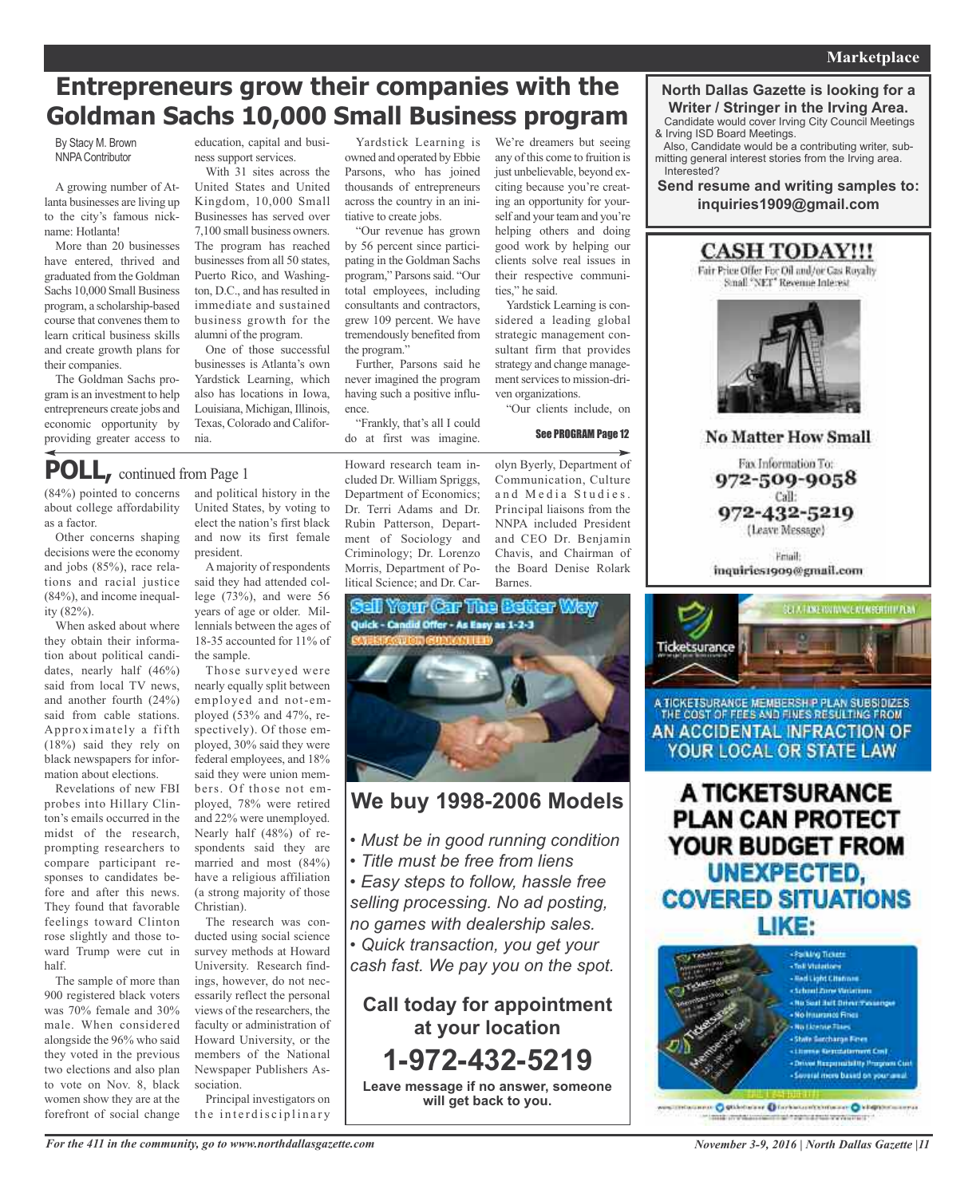# Entrepreneurs grow their companies with the Goldman Sachs 10,000 Small Business program

By Stacy M. Brown
NNPA Contributor

A growing number of Atlanta businesses are living up to the city's famous nickname: Hotlanta!

More than 20 businesses have entered, thrived and graduated from the Goldman Sachs 10,000 Small Business program, a scholarship-based course that convenes them to learn critical business skills and create growth plans for their companies.

The Goldman Sachs program is an investment to help entrepreneurs create jobs and economic opportunity by providing greater access to education, capital and business support services.

With 31 sites across the United States and United Kingdom, 10,000 Small Businesses has served over 7,100 small business owners. The program has reached businesses from all 50 states, Puerto Rico, and Washington, D.C., and has resulted in immediate and sustained business growth for the alumni of the program.

One of those successful businesses is Atlanta's own Yardstick Learning, which also has locations in Iowa, Louisiana, Michigan, Illinois, Texas, Colorado and California.

Yardstick Learning is owned and operated by Ebbie Parsons, who has joined thousands of entrepreneurs across the country in an initiative to create jobs.

"Our revenue has grown by 56 percent since participating in the Goldman Sachs program," Parsons said. "Our total employees, including consultants and contractors, grew 109 percent. We have tremendously benefited from the program."

Further, Parsons said he never imagined the program having such a positive influence.

"Frankly, that's all I could do at first was imagine. We're dreamers but seeing any of this come to fruition is just unbelievable, beyond exciting because you're creating an opportunity for yourself and your team and you're helping others and doing good work by helping our clients solve real issues in their respective communities," he said.

Yardstick Learning is considered a leading global strategic management consultant firm that provides strategy and change management services to mission-driven organizations.

"Our clients include, on

See PROGRAM Page 12

## POLL, continued from Page 1

(84%) pointed to concerns about college affordability as a factor.

Other concerns shaping decisions were the economy and jobs (85%), race relations and racial justice (84%), and income inequality (82%).

When asked about where they obtain their information about political candidates, nearly half (46%) said from local TV news, and another fourth (24%) said from cable stations. Approximately a fifth (18%) said they rely on black newspapers for information about elections.

Revelations of new FBI probes into Hillary Clinton's emails occurred in the midst of the research, prompting researchers to compare participant responses to candidates before and after this news. They found that favorable feelings toward Clinton rose slightly and those toward Trump were cut in half.

The sample of more than 900 registered black voters was 70% female and 30% male. When considered alongside the 96% who said they voted in the previous two elections and also plan to vote on Nov. 8, black women show they are at the forefront of social change and political history in the United States, by voting to elect the nation's first black and now its first female president.

A majority of respondents said they had attended college (73%), and were 56 years of age or older. Millennials between the ages of 18-35 accounted for 11% of the sample.

Those surveyed were nearly equally split between employed and not-employed (53% and 47%, respectively). Of those employed, 30% said they were federal employees, and 18% said they were union members. Of those not employed, 78% were retired and 22% were unemployed. Nearly half (48%) of respondents said they are married and most (84%) have a religious affiliation (a strong majority of those Christian).

The research was conducted using social science survey methods at Howard University. Research findings, however, do not necessarily reflect the personal views of the researchers, the faculty or administration of Howard University, or the members of the National Newspaper Publishers Association.

Principal investigators on the interdisciplinary Howard research team included Dr. William Spriggs, Department of Economics; Dr. Terri Adams and Dr. Rubin Patterson, Department of Sociology and Criminology; Dr. Lorenzo Morris, Department of Political Science; and Dr. Carolyn Byerly, Department of Communication, Culture and Media Studies. Principal liaisons from the NNPA included President and CEO Dr. Benjamin Chavis, and Chairman of the Board Denise Rolark Barnes.

---

**Sell Your Car The Better Way**
Quick - Candid Offer - As Easy as 1-2-3
SATISFACTION GUARANTEED

## We buy 1998-2006 Models

- *Must be in good running condition*
- *Title must be free from liens*
- *Easy steps to follow, hassle free selling processing. No ad posting, no games with dealership sales.*
- *Quick transaction, you get your cash fast. We pay you on the spot.*

**Call today for appointment at your location**

**1-972-432-5219**

**Leave message if no answer, someone will get back to you.**

---

**North Dallas Gazette is looking for a Writer / Stringer in the Irving Area.**
Candidate would cover Irving City Council Meetings & Irving ISD Board Meetings.
Also, Candidate would be a contributing writer, submitting general interest stories from the Irving area.
Interested?
**Send resume and writing samples to: inquiries1909@gmail.com**

---

**CASH TODAY!!!**
Fair Price Offer For Oil and/or Gas Royalty
Small "NET" Revenue Interest

**No Matter How Small**

Fax Information To:
**972-509-9058**
Call:
**972-432-5219**
(Leave Message)
Email:
inquiries1909@gmail.com

---

Ticketsurance

A TICKETSURANCE MEMBERSHIP PLAN SUBSIDIZES THE COST OF FEES AND FINES RESULTING FROM AN ACCIDENTAL INFRACTION OF YOUR LOCAL OR STATE LAW

**A TICKETSURANCE PLAN CAN PROTECT YOUR BUDGET FROM UNEXPECTED, COVERED SITUATIONS LIKE:**

- Parking Tickets
- Toll Violations
- Red Light Citations
- School Zone Violations
- No Seat Belt Driver/Passenger
- No Insurance Fines
- No License Fines
- State Surcharge Fines
- License Reinstatement Cost
- Driver Responsibility Program Cost
- Several more based on your area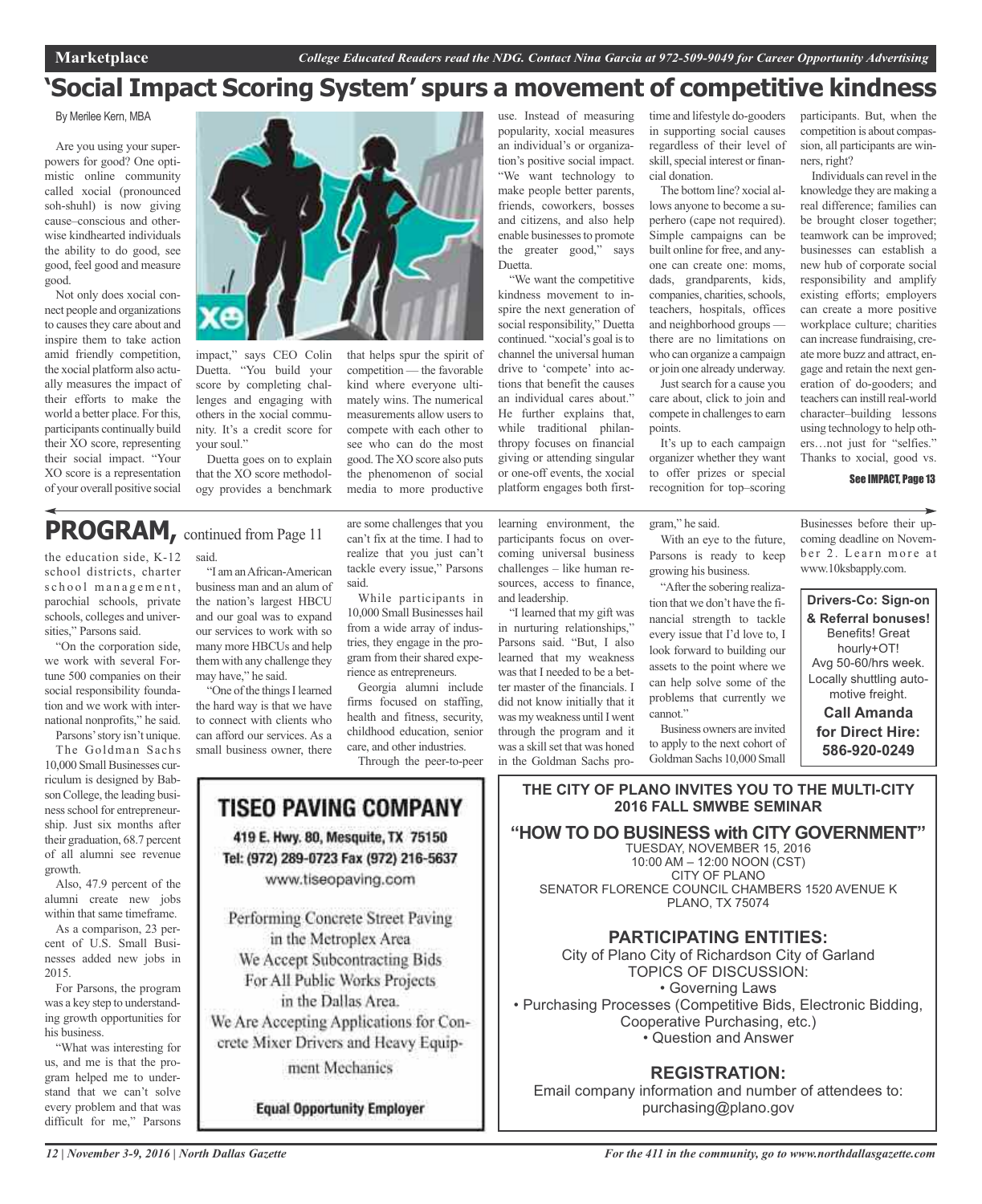# 'Social Impact Scoring System' spurs a movement of competitive kindness

By Merilee Kern, MBA

Are you using your superpowers for good? One optimistic online community called xocial (pronounced soh-shuhl) is now giving cause–conscious and otherwise kindhearted individuals the ability to do good, see good, feel good and measure good.

Not only does xocial connect people and organizations to causes they care about and inspire them to take action amid friendly competition, the xocial platform also actually measures the impact of their efforts to make the world a better place. For this, participants continually build their XO score, representing their social impact. "Your XO score is a representation of your overall positive social impact," says CEO Colin Duetta. "You build your score by completing challenges and engaging with others in the xocial community. It's a credit score for your soul."

Duetta goes on to explain that the XO score methodology provides a benchmark that helps spur the spirit of competition — the favorable kind where everyone ultimately wins. The numerical measurements allow users to compete with each other to see who can do the most good. The XO score also puts the phenomenon of social media to more productive use. Instead of measuring popularity, xocial measures an individual's or organization's positive social impact. "We want technology to make people better parents, friends, coworkers, bosses and citizens, and also help enable businesses to promote the greater good," says Duetta.

"We want the competitive kindness movement to inspire the next generation of social responsibility," Duetta continued. "xocial's goal is to channel the universal human drive to 'compete' into actions that benefit the causes an individual cares about." He further explains that, while traditional philanthropy focuses on financial giving or attending singular or one-off events, the xocial platform engages both first-time and lifestyle do-gooders in supporting social causes regardless of their level of skill, special interest or financial donation.

The bottom line? xocial allows anyone to become a superhero (cape not required). Simple campaigns can be built online for free, and anyone can create one: moms, dads, grandparents, kids, companies, charities, schools, teachers, hospitals, offices and neighborhood groups — there are no limitations on who can organize a campaign or join one already underway.

Just search for a cause you care about, click to join and compete in challenges to earn points.

It's up to each campaign organizer whether they want to offer prizes or special recognition for top–scoring participants. But, when the competition is about compassion, all participants are winners, right?

Individuals can revel in the knowledge they are making a real difference; families can be brought closer together; teamwork can be improved; businesses can establish a new hub of corporate social responsibility and amplify existing efforts; employers can create a more positive workplace culture; charities can increase fundraising, create more buzz and attract, engage and retain the next generation of do-gooders; and teachers can instill real-world character–building lessons using technology to help others…not just for "selfies." Thanks to xocial, good vs.

**See IMPACT, Page 13**

## PROGRAM, continued from Page 11

the education side, K-12 school districts, charter school management, parochial schools, private schools, colleges and universities," Parsons said.

"On the corporation side, we work with several Fortune 500 companies on their social responsibility foundation and we work with international nonprofits," he said.

Parsons' story isn't unique. The Goldman Sachs 10,000 Small Businesses curriculum is designed by Babson College, the leading business school for entrepreneurship. Just six months after their graduation, 68.7 percent of all alumni see revenue growth.

Also, 47.9 percent of the alumni create new jobs within that same timeframe.

As a comparison, 23 percent of U.S. Small Businesses added new jobs in 2015.

For Parsons, the program was a key step to understanding growth opportunities for his business.

"What was interesting for us, and me is that the program helped me to understand that we can't solve every problem and that was difficult for me," Parsons said.

"I am an African-American business man and an alum of the nation's largest HBCU and our goal was to expand our services to work with so many more HBCUs and help them with any challenge they may have," he said.

"One of the things I learned the hard way is that we have to connect with clients who can afford our services. As a small business owner, there are some challenges that you can't fix at the time. I had to realize that you just can't tackle every issue," Parsons said.

While participants in 10,000 Small Businesses hail from a wide array of industries, they engage in the program from their shared experience as entrepreneurs.

Georgia alumni include firms focused on staffing, health and fitness, security, childhood education, senior care, and other industries.

Through the peer-to-peer learning environment, the participants focus on overcoming universal business challenges – like human resources, access to finance, and leadership.

"I learned that my gift was in nurturing relationships," Parsons said. "But, I also learned that my weakness was that I needed to be a better master of the financials. I did not know initially that it was my weakness until I went through the program and it was a skill set that was honed in the Goldman Sachs program," he said.

With an eye to the future, Parsons is ready to keep growing his business.

"After the sobering realization that we don't have the financial strength to tackle every issue that I'd love to, I look forward to building our assets to the point where we can help solve some of the problems that currently we cannot."

Business owners are invited to apply to the next cohort of Goldman Sachs 10,000 Small Businesses before their upcoming deadline on November 2. Learn more at www.10ksbapply.com.

---

**Drivers-Co: Sign-on & Referral bonuses!**
Benefits! Great hourly+OT!
Avg 50-60/hrs week.
Locally shuttling automotive freight.
**Call Amanda for Direct Hire: 586-920-0249**

---

## TISEO PAVING COMPANY

419 E. Hwy. 80, Mesquite, TX 75150
Tel: (972) 289-0723 Fax (972) 216-5637
www.tiseopaving.com

Performing Concrete Street Paving in the Metroplex Area
We Accept Subcontracting Bids For All Public Works Projects in the Dallas Area.
We Are Accepting Applications for Concrete Mixer Drivers and Heavy Equipment Mechanics

**Equal Opportunity Employer**

---

**THE CITY OF PLANO INVITES YOU TO THE MULTI-CITY 2016 FALL SMWBE SEMINAR**

**"HOW TO DO BUSINESS with CITY GOVERNMENT"**

TUESDAY, NOVEMBER 15, 2016
10:00 AM – 12:00 NOON (CST)
CITY OF PLANO
SENATOR FLORENCE COUNCIL CHAMBERS 1520 AVENUE K
PLANO, TX 75074

**PARTICIPATING ENTITIES:**

City of Plano City of Richardson City of Garland

TOPICS OF DISCUSSION:

- Governing Laws
- Purchasing Processes (Competitive Bids, Electronic Bidding, Cooperative Purchasing, etc.)
- Question and Answer

**REGISTRATION:**

Email company information and number of attendees to: purchasing@plano.gov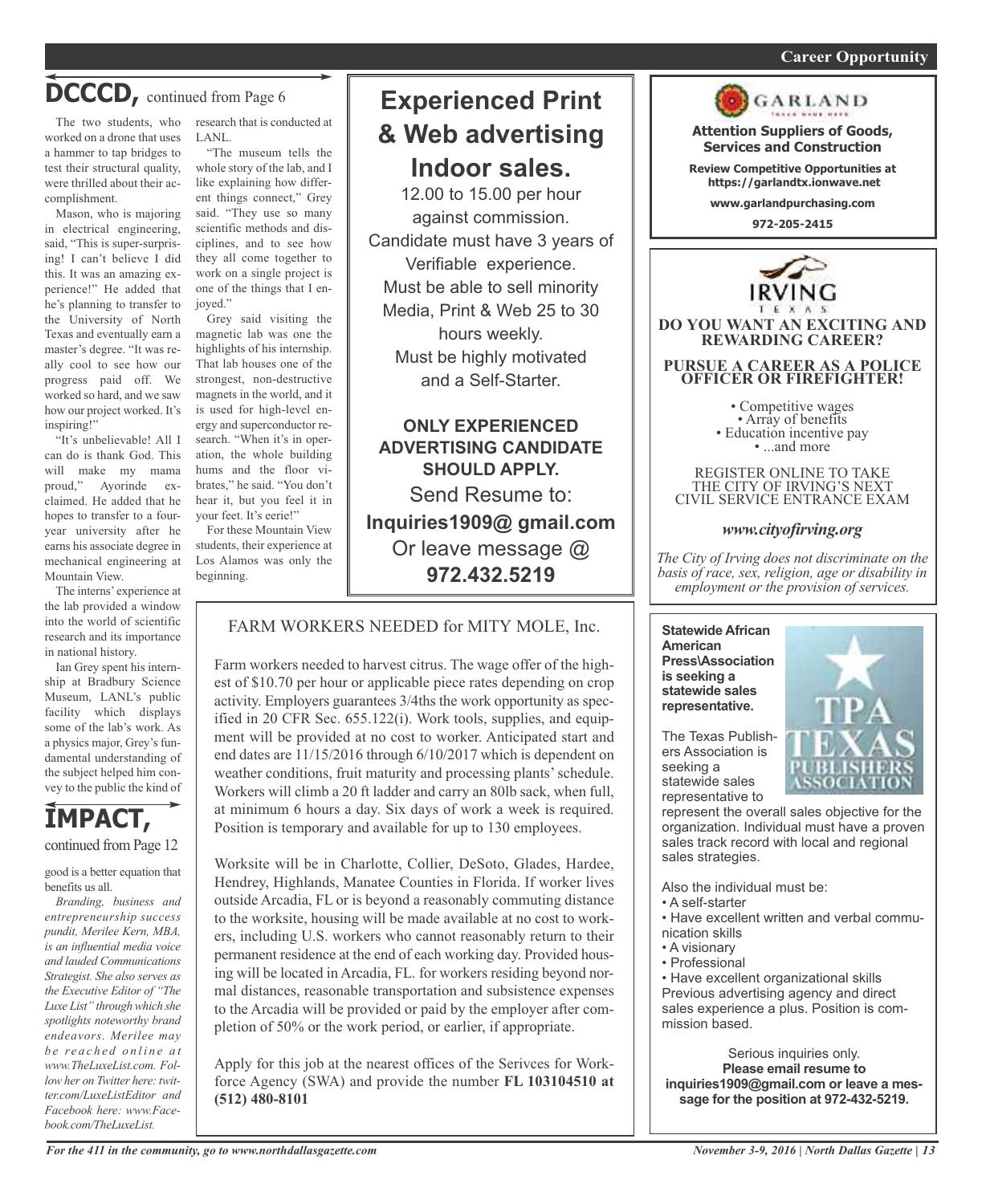## DCCCD, continued from Page 6

The two students, who worked on a drone that uses a hammer to tap bridges to test their structural quality, were thrilled about their accomplishment.

Mason, who is majoring in electrical engineering, said, "This is super-surprising! I can't believe I did this. It was an amazing experience!" He added that he's planning to transfer to the University of North Texas and eventually earn a master's degree. "It was really cool to see how our progress paid off. We worked so hard, and we saw how our project worked. It's inspiring!"

"It's unbelievable! All I can do is thank God. This will make my mama proud," Ayorinde exclaimed. He added that he hopes to transfer to a four-year university after he earns his associate degree in mechanical engineering at Mountain View.

The interns' experience at the lab provided a window into the world of scientific research and its importance in national history.

Ian Grey spent his internship at Bradbury Science Museum, LANL's public facility which displays some of the lab's work. As a physics major, Grey's fundamental understanding of the subject helped him convey to the public the kind of research that is conducted at LANL.

"The museum tells the whole story of the lab, and I like explaining how different things connect," Grey said. "They use so many scientific methods and disciplines, and to see how they all come together to work on a single project is one of the things that I enjoyed."

Grey said visiting the magnetic lab was one the highlights of his internship. That lab houses one of the strongest, non-destructive magnets in the world, and it is used for high-level energy and superconductor research. "When it's in operation, the whole building hums and the floor vibrates," he said. "You don't hear it, but you feel it in your feet. It's eerie!"

For these Mountain View students, their experience at Los Alamos was only the beginning.

## IMPACT, continued from Page 12

good is a better equation that benefits us all.

*Branding, business and entrepreneurship success pundit, Merilee Kern, MBA, is an influential media voice and lauded Communications Strategist. She also serves as the Executive Editor of "The Luxe List" through which she spotlights noteworthy brand endeavors. Merilee may be reached online at www.TheLuxeList.com. Follow her on Twitter here: twitter.com/LuxeListEditor and Facebook here: www.Facebook.com/TheLuxeList.*

---

# Experienced Print & Web advertising Indoor sales.

12.00 to 15.00 per hour against commission.
Candidate must have 3 years of Verifiable experience.
Must be able to sell minority Media, Print & Web 25 to 30 hours weekly.
Must be highly motivated and a Self-Starter.

**ONLY EXPERIENCED ADVERTISING CANDIDATE SHOULD APPLY.**

Send Resume to:
**Inquiries1909@ gmail.com**
Or leave message @
**972.432.5219**

---

FARM WORKERS NEEDED for MITY MOLE, Inc.

Farm workers needed to harvest citrus. The wage offer of the highest of $10.70 per hour or applicable piece rates depending on crop activity. Employers guarantees 3/4ths the work opportunity as specified in 20 CFR Sec. 655.122(i). Work tools, supplies, and equipment will be provided at no cost to worker. Anticipated start and end dates are 11/15/2016 through 6/10/2017 which is dependent on weather conditions, fruit maturity and processing plants' schedule. Workers will climb a 20 ft ladder and carry an 80lb sack, when full, at minimum 6 hours a day. Six days of work a week is required. Position is temporary and available for up to 130 employees.

Worksite will be in Charlotte, Collier, DeSoto, Glades, Hardee, Hendrey, Highlands, Manatee Counties in Florida. If worker lives outside Arcadia, FL or is beyond a reasonably commuting distance to the worksite, housing will be made available at no cost to workers, including U.S. workers who cannot reasonably return to their permanent residence at the end of each working day. Provided housing will be located in Arcadia, FL. for workers residing beyond normal distances, reasonable transportation and subsistence expenses to the Arcadia will be provided or paid by the employer after completion of 50% or the work period, or earlier, if appropriate.

Apply for this job at the nearest offices of the Serivces for Workforce Agency (SWA) and provide the number **FL 103104510 at (512) 480-8101**

---

GARLAND

**Attention Suppliers of Goods, Services and Construction**

**Review Competitive Opportunities at https://garlandtx.ionwave.net**

**www.garlandpurchasing.com**

**972-205-2415**

---

IRVING TEXAS

**DO YOU WANT AN EXCITING AND REWARDING CAREER?**

**PURSUE A CAREER AS A POLICE OFFICER OR FIREFIGHTER!**

- Competitive wages
- Array of benefits
- Education incentive pay
- ...and more

REGISTER ONLINE TO TAKE THE CITY OF IRVING'S NEXT CIVIL SERVICE ENTRANCE EXAM

***www.cityofirving.org***

*The City of Irving does not discriminate on the basis of race, sex, religion, age or disability in employment or the provision of services.*

---

**Statewide African American Press\Association is seeking a statewide sales representative.**

TPA TEXAS PUBLISHERS ASSOCIATION

The Texas Publishers Association is seeking a statewide sales representative to represent the overall sales objective for the organization. Individual must have a proven sales track record with local and regional sales strategies.

Also the individual must be:
- A self-starter
- Have excellent written and verbal communication skills
- A visionary
- Professional
- Have excellent organizational skills

Previous advertising agency and direct sales experience a plus. Position is commission based.

Serious inquiries only.
**Please email resume to inquiries1909@gmail.com or leave a message for the position at 972-432-5219.**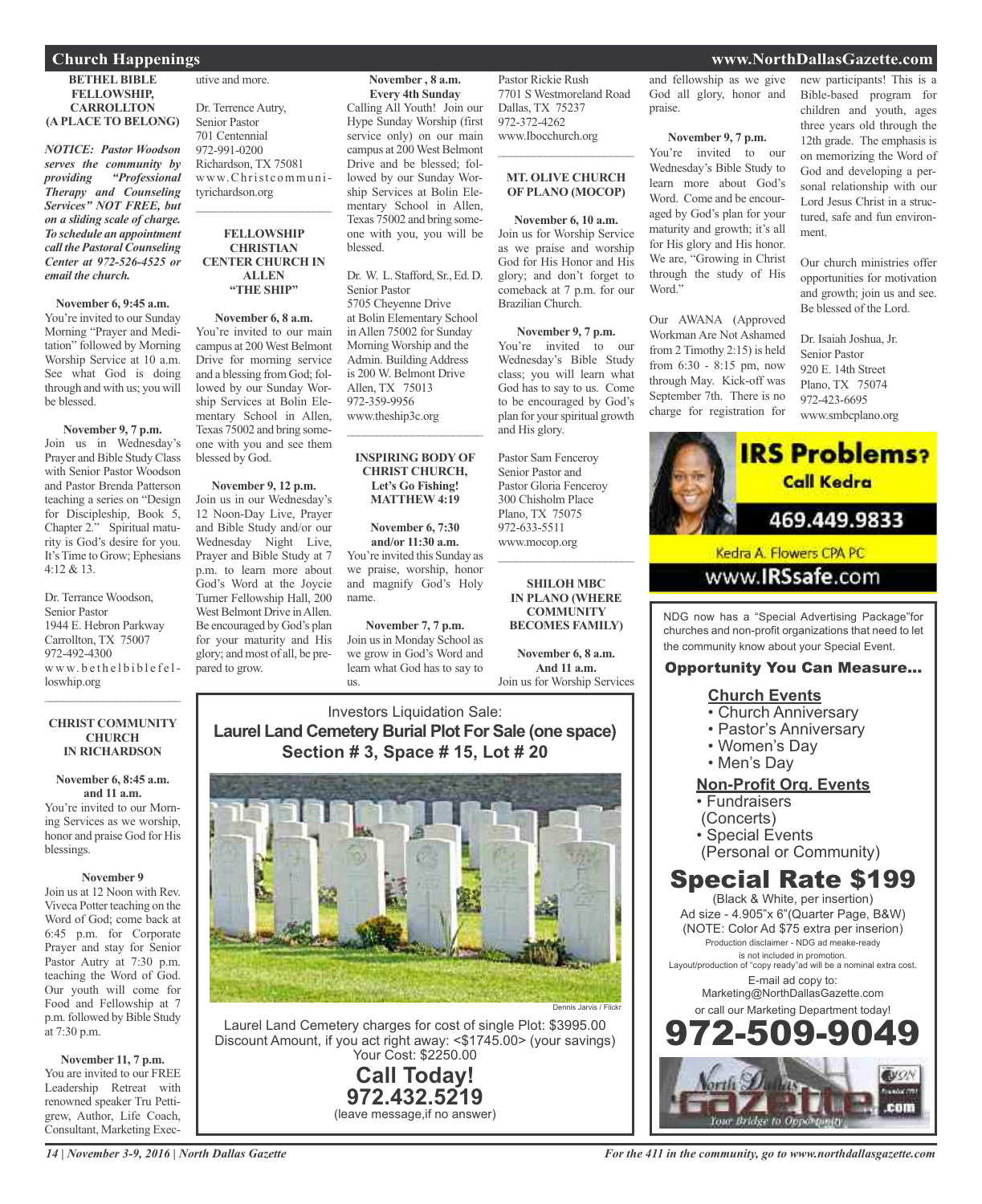## Church Happenings

### BETHEL BIBLE FELLOWSHIP, CARROLLTON (A PLACE TO BELONG)

***NOTICE: Pastor Woodson serves the community by providing "Professional Therapy and Counseling Services" NOT FREE, but on a sliding scale of charge. To schedule an appointment call the Pastoral Counseling Center at 972-526-4525 or email the church.***

**November 6, 9:45 a.m.**
You're invited to our Sunday Morning "Prayer and Meditation" followed by Morning Worship Service at 10 a.m. See what God is doing through and with us; you will be blessed.

**November 9, 7 p.m.**
Join us in Wednesday's Prayer and Bible Study Class with Senior Pastor Woodson and Pastor Brenda Patterson teaching a series on "Design for Discipleship, Book 5, Chapter 2." Spiritual maturity is God's desire for you. It's Time to Grow; Ephesians 4:12 & 13.

Dr. Terrance Woodson,
Senior Pastor
1944 E. Hebron Parkway
Carrollton, TX 75007
972-492-4300
www.bethelbiblefelloswhip.org

---

### CHRIST COMMUNITY CHURCH IN RICHARDSON

**November 6, 8:45 a.m. and 11 a.m.**
You're invited to our Morning Services as we worship, honor and praise God for His blessings.

**November 9**
Join us at 12 Noon with Rev. Viveca Potter teaching on the Word of God; come back at 6:45 p.m. for Corporate Prayer and stay for Senior Pastor Autry at 7:30 p.m. teaching the Word of God. Our youth will come for Food and Fellowship at 7 p.m. followed by Bible Study at 7:30 p.m.

**November 11, 7 p.m.**
You are invited to our FREE Leadership Retreat with renowned speaker Tru Pettigrew, Author, Life Coach, Consultant, Marketing Executive and more.

Dr. Terrence Autry,
Senior Pastor
701 Centennial
972-991-0200
Richardson, TX 75081
www.Christcommunityrichardson.org

---

### FELLOWSHIP CHRISTIAN CENTER CHURCH IN ALLEN "THE SHIP"

**November 6, 8 a.m.**
You're invited to our main campus at 200 West Belmont Drive for morning service and a blessing from God; followed by our Sunday Worship Services at Bolin Elementary School in Allen, Texas 75002 and bring someone with you and see them blessed by God.

**November 9, 12 p.m.**
Join us in our Wednesday's 12 Noon-Day Live, Prayer and Bible Study and/or our Wednesday Night Live, Prayer and Bible Study at 7 p.m. to learn more about God's Word at the Joycie Turner Fellowship Hall, 200 West Belmont Drive in Allen. Be encouraged by God's plan for your maturity and His glory; and most of all, be prepared to grow.

**November , 8 a.m. Every 4th Sunday**
Calling All Youth! Join our Hype Sunday Worship (first service only) on our main campus at 200 West Belmont Drive and be blessed; followed by our Sunday Worship Services at Bolin Elementary School in Allen, Texas 75002 and bring someone with you, you will be blessed.

Dr. W. L. Stafford, Sr., Ed. D.
Senior Pastor
5705 Cheyenne Drive
at Bolin Elementary School in Allen 75002 for Sunday Morning Worship and the Admin. Building Address is 200 W. Belmont Drive Allen, TX 75013
972-359-9956
www.theship3c.org

---

### INSPIRING BODY OF CHRIST CHURCH, Let's Go Fishing! MATTHEW 4:19

**November 6, 7:30 and/or 11:30 a.m.**
You're invited this Sunday as we praise, worship, honor and magnify God's Holy name.

**November 7, 7 p.m.**
Join us in Monday School as we grow in God's Word and learn what God has to say to us.

Pastor Rickie Rush
7701 S Westmoreland Road
Dallas, TX 75237
972-372-4262
www.Ibocchurch.org

---

### MT. OLIVE CHURCH OF PLANO (MOCOP)

**November 6, 10 a.m.**
Join us for Worship Service as we praise and worship God for His Honor and His glory; and don't forget to comeback at 7 p.m. for our Brazilian Church.

**November 9, 7 p.m.**
You're invited to our Wednesday's Bible Study class; you will learn what God has to say to us. Come to be encouraged by God's plan for your spiritual growth and His glory.

Pastor Sam Fenceroy
Senior Pastor and
Pastor Gloria Fenceroy
300 Chisholm Place
Plano, TX 75075
972-633-5511
www.mocop.org

---

### SHILOH MBC IN PLANO (WHERE COMMUNITY BECOMES FAMILY)

**November 6, 8 a.m. And 11 a.m.**
Join us for Worship Services and fellowship as we give God all glory, honor and praise.

**November 9, 7 p.m.**
You're invited to our Wednesday's Bible Study to learn more about God's Word. Come and be encouraged by God's plan for your maturity and growth; it's all for His glory and His honor. We are, "Growing in Christ through the study of His Word."

Our AWANA (Approved Workman Are Not Ashamed from 2 Timothy 2:15) is held from 6:30 - 8:15 pm, now through May. Kick-off was September 7th. There is no charge for registration for new participants! This is a Bible-based program for children and youth, ages three years old through the 12th grade. The emphasis is on memorizing the Word of God and developing a personal relationship with our Lord Jesus Christ in a structured, safe and fun environment.

Our church ministries offer opportunities for motivation and growth; join us and see. Be blessed of the Lord.

Dr. Isaiah Joshua, Jr.
Senior Pastor
920 E. 14th Street
Plano, TX 75074
972-423-6695
www.smbcplano.org

---

Investors Liquidation Sale:
**Laurel Land Cemetery Burial Plot For Sale (one space)**
**Section # 3, Space # 15, Lot # 20**

Dennis Jarvis / Flickr

Laurel Land Cemetery charges for cost of single Plot: $3995.00
Discount Amount, if you act right away: <$1745.00> (your savings)
Your Cost: $2250.00

**Call Today!**
**972.432.5219**
(leave message,if no answer)

---

**IRS Problems? Call Kedra**
**469.449.9833**
Kedra A. Flowers CPA PC
www.IRSsafe.com

---

NDG now has a "Special Advertising Package"for churches and non-profit organizations that need to let the community know about your Special Event.

**Opportunity You Can Measure...**

**Church Events**
- Church Anniversary
- Pastor's Anniversary
- Women's Day
- Men's Day

**Non-Profit Org. Events**
- Fundraisers (Concerts)
- Special Events (Personal or Community)

**Special Rate $199**
(Black & White, per insertion)
Ad size - 4.905"x 6"(Quarter Page, B&W)
(NOTE: Color Ad $75 extra per inserion)
Production disclaimer - NDG ad meake-ready is not included in promotion.
Layout/production of "copy ready"ad will be a nominal extra cost.
E-mail ad copy to:
Marketing@NorthDallasGazette.com
or call our Marketing Department today!

**972-509-9049**

North Dallas Gazette .com — Your Bridge to Opportunity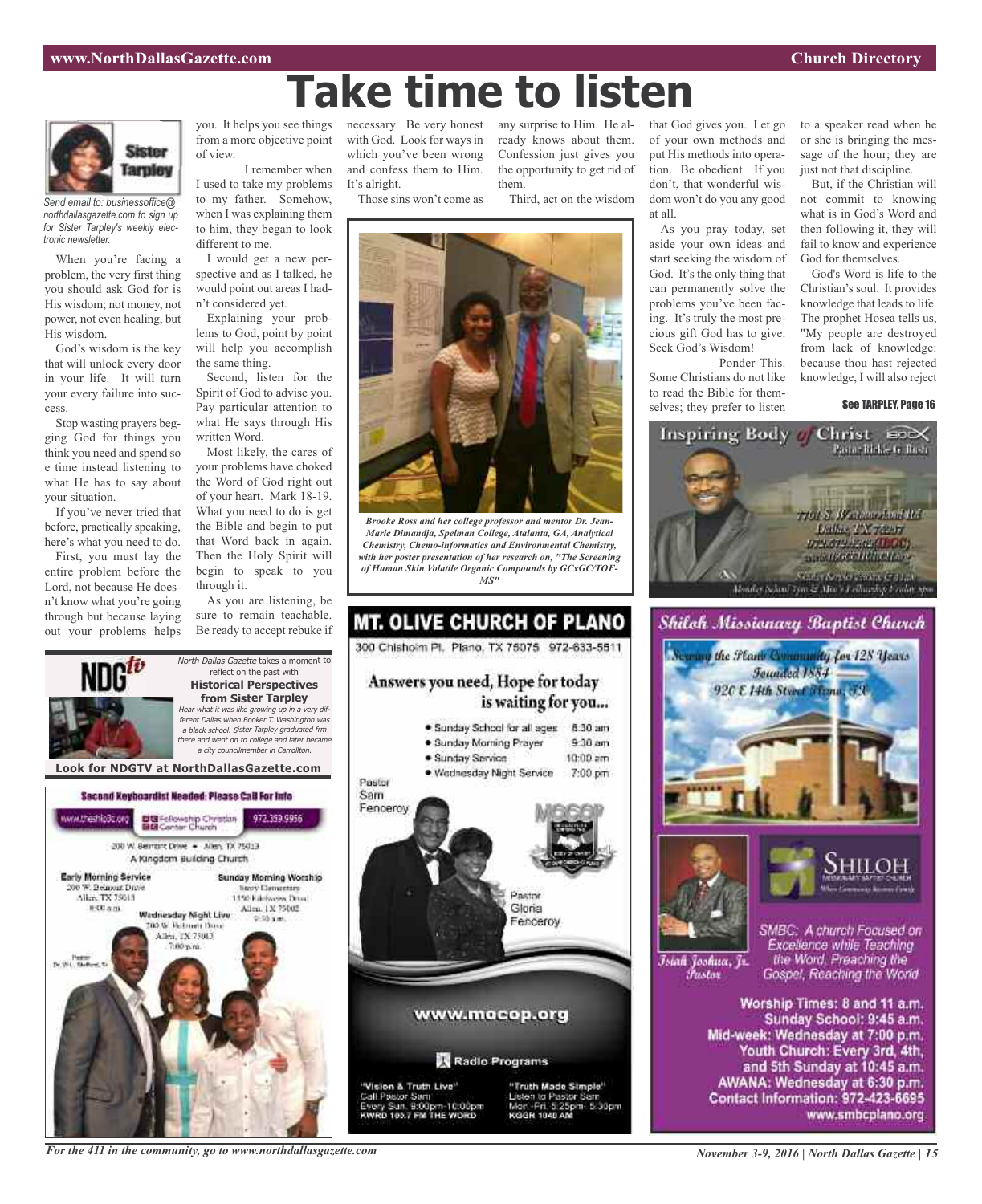# Take time to listen

Sister Tarpley

*Send email to: businessoffice@northdallasgazette.com to sign up for Sister Tarpley's weekly electronic newsletter.*

When you're facing a problem, the very first thing you should ask God for is His wisdom; not money, not power, not even healing, but His wisdom.

God's wisdom is the key that will unlock every door in your life. It will turn your every failure into success.

Stop wasting prayers begging God for things you think you need and spend so e time instead listening to what He has to say about your situation.

If you've never tried that before, practically speaking, here's what you need to do.

First, you must lay the entire problem before the Lord, not because He doesn't know what you're going through but because laying out your problems helps you. It helps you see things from a more objective point of view.

I remember when I used to take my problems to my father. Somehow, when I was explaining them to him, they began to look different to me.

I would get a new perspective and as I talked, he would point out areas I hadn't considered yet.

Explaining your problems to God, point by point will help you accomplish the same thing.

Second, listen for the Spirit of God to advise you. Pay particular attention to what He says through His written Word.

Most likely, the cares of your problems have choked the Word of God right out of your heart. Mark 18-19. What you need to do is get the Bible and begin to put that Word back in again. Then the Holy Spirit will begin to speak to you through it.

As you are listening, be sure to remain teachable. Be ready to accept rebuke if necessary. Be very honest with God. Look for ways in which you've been wrong and confess them to Him. It's alright.

Those sins won't come as any surprise to Him. He already knows about them. Confession just gives you the opportunity to get rid of them.

Third, act on the wisdom that God gives you. Let go of your own methods and put His methods into operation. Be obedient. If you don't, that wonderful wisdom won't do you any good at all.

As you pray today, set aside your own ideas and start seeking the wisdom of God. It's the only thing that can permanently solve the problems you've been facing. It's truly the most precious gift God has to give. Seek God's Wisdom!

Ponder This. Some Christians do not like to read the Bible for themselves; they prefer to listen to a speaker read when he or she is bringing the message of the hour; they are just not that discipline.

But, if the Christian will not commit to knowing what is in God's Word and then following it, they will fail to know and experience God for themselves.

God's Word is life to the Christian's soul. It provides knowledge that leads to life. The prophet Hosea tells us, "My people are destroyed from lack of knowledge: because thou hast rejected knowledge, I will also reject

**See TARPLEY, Page 16**

*Brooke Ross and her college professor and mentor Dr. Jean-Marie Dimandja, Spelman College, Atalanta, GA, Analytical Chemistry, Chemo-informatics and Environmental Chemistry, with her poster presentation of her research on, "The Screening of Human Skin Volatile Organic Compounds by GCxGC/TOF-MS"*

**NDGtv**

*North Dallas Gazette* takes a moment to reflect on the past with

**Historical Perspectives from Sister Tarpley**

*Hear what it was like growing up in a very different Dallas when Booker T. Washington was a black school. Sister Tarpley graduated frm there and went on to college and later became a city councilmember in Carrollton.*

**Look for NDGTV at NorthDallasGazette.com**

**Second Keyboardist Needed: Please Call For Info**

www.theship3c.org | Fellowship Christian Center Church | 972.359.9956

200 W. Belmont Drive • Allen, TX 75013

A Kingdom Building Church

**Early Morning Service**
200 W. Belmont Drive
Allen, TX 75013
8:00 a.m.

**Sunday Morning Worship**
Story Elementary
1550 Edelweiss Drive
Allen, TX 75002
9:30 a.m.

**Wednesday Night Live**
200 W. Belmont Drive
Allen, TX 75013
7:00 p.m.

Pastor
Dr. W.L. Stafford, Sr.

# MT. OLIVE CHURCH OF PLANO

300 Chisholm Pl. Plano, TX 75075 972-633-5511

**Answers you need, Hope for today is waiting for you...**

- Sunday School for all ages 8:30 am
- Sunday Morning Prayer 9:30 am
- Sunday Service 10:00 am
- Wednesday Night Service 7:00 pm

Pastor Sam Fenceroy

Pastor Gloria Fenceroy

www.mocop.org

**Radio Programs**

"Vision & Truth Live"
Call Pastor Sam
Every Sun. 9:00pm-10:00pm
KWRD 100.7 FM THE WORD

"Truth Made Simple"
Listen to Pastor Sam
Mon.-Fri. 5:25pm- 5:30pm
KGGR 1040 AM

**Inspiring Body of Christ**

Pastor Rickie G. Rush

7701 S. Westmoreland Rd
Dallas, TX 75237
972-372-4262 (IBOC)
www.IBOCCHURCH.org

Sunday Service 7:30 & 11 a.m.
Monday School 7pm & Men's Fellowship Friday 7pm

**Shiloh Missionary Baptist Church**

Serving the Plano Community for 128 Years
Founded 1884
920 E 14th Street Plano, TX

SHILOH MISSIONARY BAPTIST CHURCH

Isiah Joshua, Jr.
Pastor

SMBC: A church Focused on Excellence while Teaching the Word, Preaching the Gospel, Reaching the World

Worship Times: 8 and 11 a.m.
Sunday School: 9:45 a.m.
Mid-week: Wednesday at 7:00 p.m.
Youth Church: Every 3rd, 4th, and 5th Sunday at 10:45 a.m.
AWANA: Wednesday at 6:30 p.m.
Contact Information: 972-423-6695
www.smbcplano.org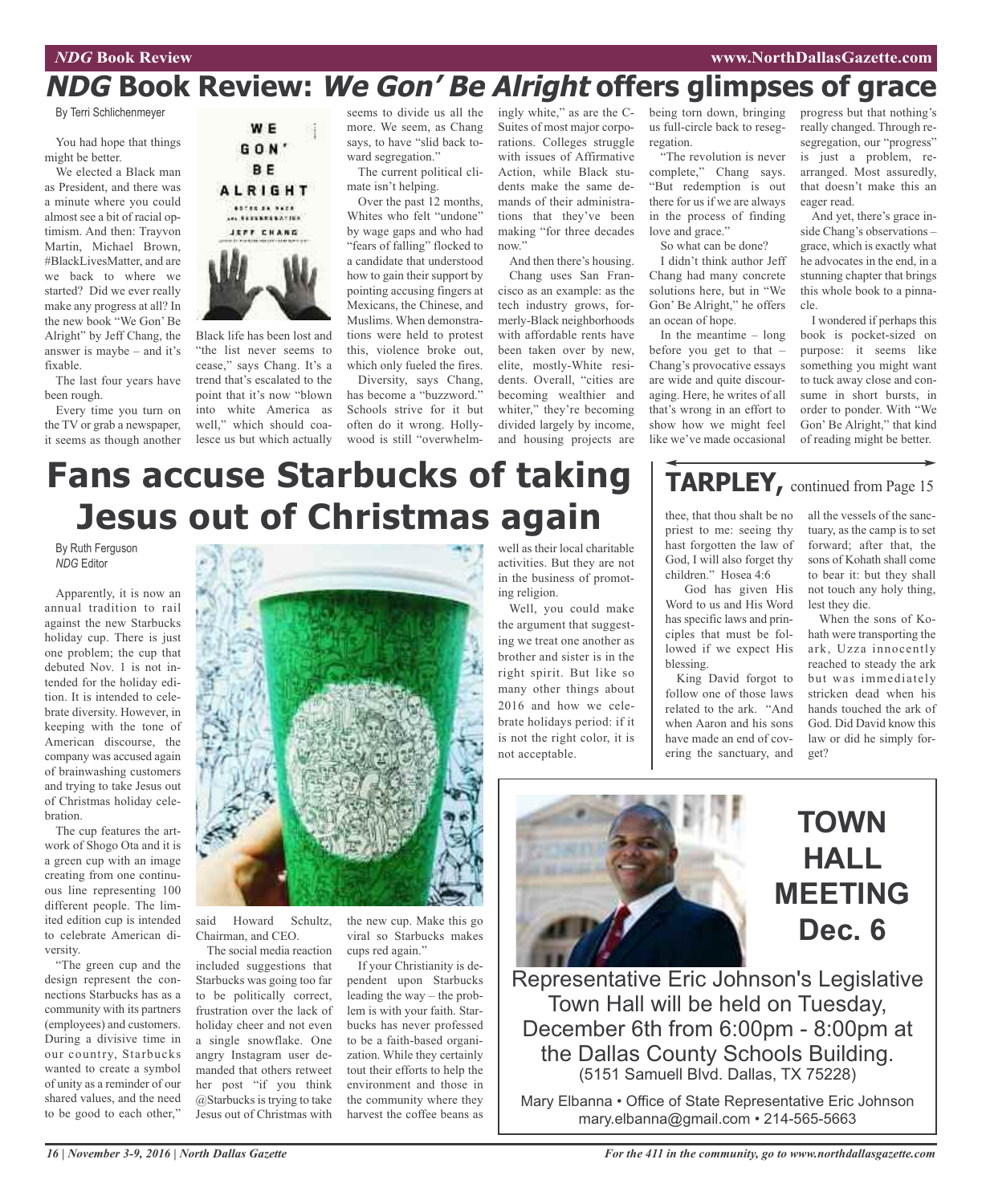# *NDG* Book Review: *We Gon' Be Alright* offers glimpses of grace

By Terri Schlichenmeyer

You had hope that things might be better.

We elected a Black man as President, and there was a minute where you could almost see a bit of racial optimism. And then: Trayvon Martin, Michael Brown, #BlackLivesMatter, and are we back to where we started? Did we ever really make any progress at all? In the new book "We Gon' Be Alright" by Jeff Chang, the answer is maybe – and it's fixable.

The last four years have been rough.

Every time you turn on the TV or grab a newspaper, it seems as though another Black life has been lost and "the list never seems to cease," says Chang. It's a trend that's escalated to the point that it's now "blown into white America as well," which should coalesce us but which actually seems to divide us all the more. We seem, as Chang says, to have "slid back toward segregation."

The current political climate isn't helping.

Over the past 12 months, Whites who felt "undone" by wage gaps and who had "fears of falling" flocked to a candidate that understood how to gain their support by pointing accusing fingers at Mexicans, the Chinese, and Muslims. When demonstrations were held to protest this, violence broke out, which only fueled the fires.

Diversity, says Chang, has become a "buzzword." Schools strive for it but often do it wrong. Hollywood is still "overwhelmingly white," as are the C-Suites of most major corporations. Colleges struggle with issues of Affirmative Action, while Black students make the same demands of their administrations that they've been making "for three decades now."

And then there's housing.

Chang uses San Francisco as an example: as the tech industry grows, formerly-Black neighborhoods with affordable rents have been taken over by new, elite, mostly-White residents. Overall, "cities are becoming wealthier and whiter," they're becoming divided largely by income, and housing projects are being torn down, bringing us full-circle back to resegregation.

"The revolution is never complete," Chang says. "But redemption is out there for us if we are always in the process of finding love and grace."

So what can be done?

I didn't think author Jeff Chang had many concrete solutions here, but in "We Gon' Be Alright," he offers an ocean of hope.

In the meantime – long before you get to that – Chang's provocative essays are wide and quite discouraging. Here, he writes of all that's wrong in an effort to show how we might feel like we've made occasional progress but that nothing's really changed. Through resegregation, our "progress" is just a problem, rearranged. Most assuredly, that doesn't make this an eager read.

And yet, there's grace inside Chang's observations – grace, which is exactly what he advocates in the end, in a stunning chapter that brings this whole book to a pinnacle.

I wondered if perhaps this book is pocket-sized on purpose: it seems like something you might want to tuck away close and consume in short bursts, in order to ponder. With "We Gon' Be Alright," that kind of reading might be better.

# Fans accuse Starbucks of taking Jesus out of Christmas again

By Ruth Ferguson
*NDG* Editor

Apparently, it is now an annual tradition to rail against the new Starbucks holiday cup. There is just one problem; the cup that debuted Nov. 1 is not intended for the holiday edition. It is intended to celebrate diversity. However, in keeping with the tone of American discourse, the company was accused again of brainwashing customers and trying to take Jesus out of Christmas holiday celebration.

The cup features the artwork of Shogo Ota and it is a green cup with an image creating from one continuous line representing 100 different people. The limited edition cup is intended to celebrate American diversity.

"The green cup and the design represent the connections Starbucks has as a community with its partners (employees) and customers. During a divisive time in our country, Starbucks wanted to create a symbol of unity as a reminder of our shared values, and the need to be good to each other," said Howard Schultz, Chairman, and CEO.

The social media reaction included suggestions that Starbucks was going too far to be politically correct, frustration over the lack of holiday cheer and not even a single snowflake. One angry Instagram user demanded that others retweet her post "if you think @Starbucks is trying to take Jesus out of Christmas with the new cup. Make this go viral so Starbucks makes cups red again."

If your Christianity is dependent upon Starbucks leading the way – the problem is with your faith. Starbucks has never professed to be a faith-based organization. While they certainly tout their efforts to help the environment and those in the community where they harvest the coffee beans as well as their local charitable activities. But they are not in the business of promoting religion.

Well, you could make the argument that suggesting we treat one another as brother and sister is in the right spirit. But like so many other things about 2016 and how we celebrate holidays period: if it is not the right color, it is not acceptable.

## TARPLEY, continued from Page 15

thee, that thou shalt be no priest to me: seeing thy hast forgotten the law of God, I will also forget thy children." Hosea 4:6

God has given His Word to us and His Word has specific laws and principles that must be followed if we expect His blessing.

King David forgot to follow one of those laws related to the ark. "And when Aaron and his sons have made an end of covering the sanctuary, and all the vessels of the sanctuary, as the camp is to set forward; after that, the sons of Kohath shall come to bear it: but they shall not touch any holy thing, lest they die.

When the sons of Kohath were transporting the ark, Uzza innocently reached to steady the ark but was immediately stricken dead when his hands touched the ark of God. Did David know this law or did he simply forget?

## TOWN HALL MEETING Dec. 6

Representative Eric Johnson's Legislative Town Hall will be held on Tuesday, December 6th from 6:00pm - 8:00pm at the Dallas County Schools Building.
(5151 Samuell Blvd. Dallas, TX 75228)

Mary Elbanna • Office of State Representative Eric Johnson
mary.elbanna@gmail.com • 214-565-5663